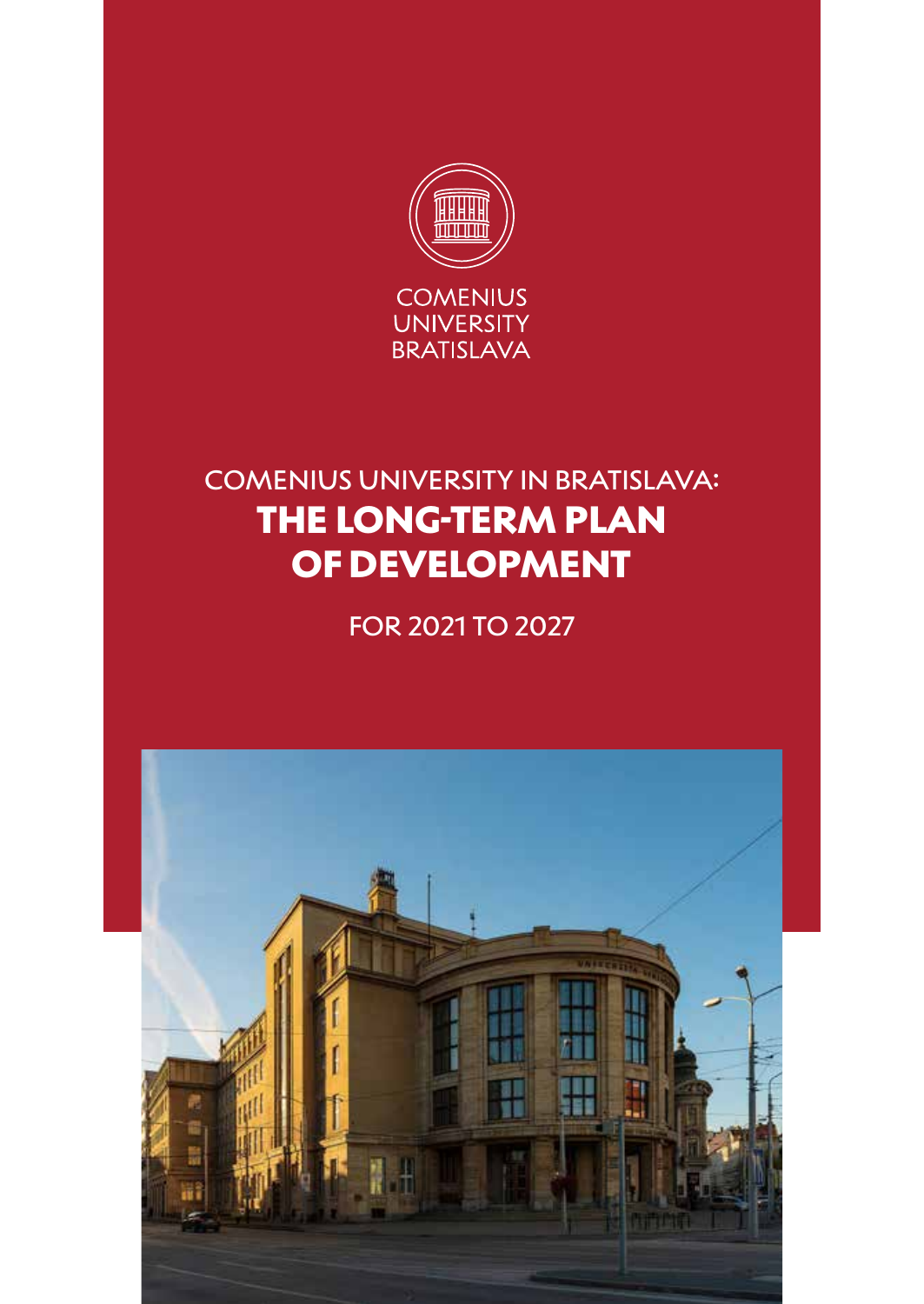COMENIUS
UNIVERSITY
BRATISLAVA

# COMENIUS UNIVERSITY IN BRATISLAVA: THE LONG-TERM PLAN OF DEVELOPMENT

FOR 2021 TO 2027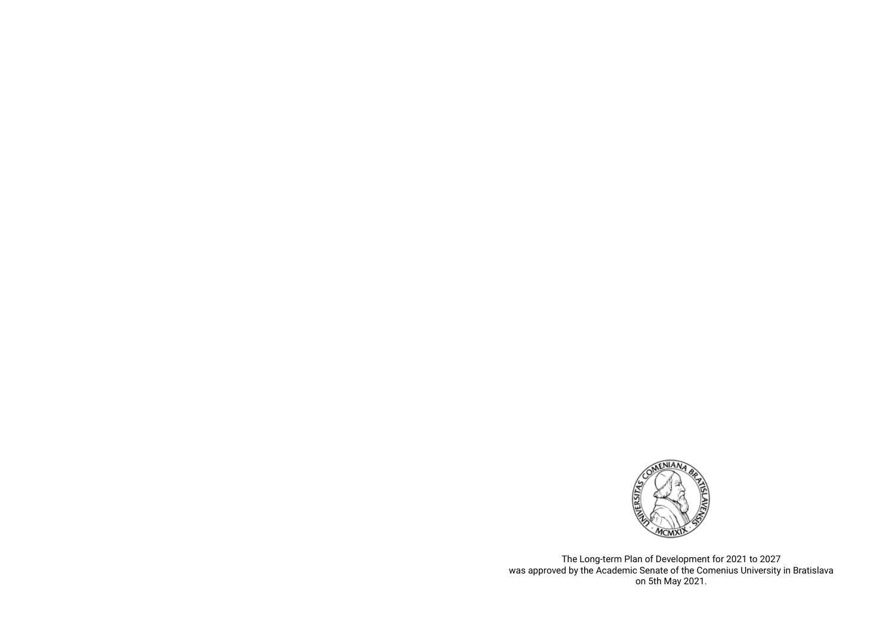The Long-term Plan of Development for 2021 to 2027
was approved by the Academic Senate of the Comenius University in Bratislava
on 5th May 2021.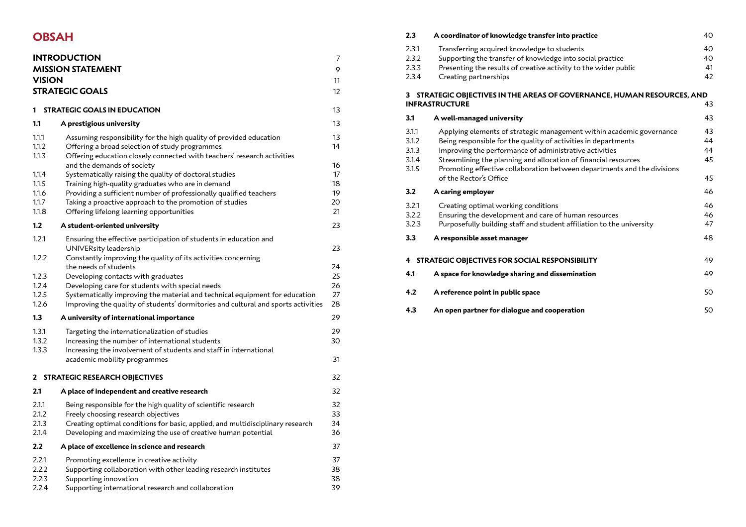# OBSAH

| | | |
|---|---|---|
| **INTRODUCTION** | | 7 |
| **MISSION STATEMENT** | | 9 |
| **VISION** | | 11 |
| **STRATEGIC GOALS** | | 12 |
| **1** | **STRATEGIC GOALS IN EDUCATION** | 13 |
| **1.1** | **A prestigious university** | 13 |
| 1.1.1 | Assuming responsibility for the high quality of provided education | 13 |
| 1.1.2 | Offering a broad selection of study programmes | 14 |
| 1.1.3 | Offering education closely connected with teachers' research activities and the demands of society | 16 |
| 1.1.4 | Systematically raising the quality of doctoral studies | 17 |
| 1.1.5 | Training high-quality graduates who are in demand | 18 |
| 1.1.6 | Providing a sufficient number of professionally qualified teachers | 19 |
| 1.1.7 | Taking a proactive approach to the promotion of studies | 20 |
| 1.1.8 | Offering lifelong learning opportunities | 21 |
| **1.2** | **A student-oriented university** | 23 |
| 1.2.1 | Ensuring the effective participation of students in education and UNIVERsity leadership | 23 |
| 1.2.2 | Constantly improving the quality of its activities concerning the needs of students | 24 |
| 1.2.3 | Developing contacts with graduates | 25 |
| 1.2.4 | Developing care for students with special needs | 26 |
| 1.2.5 | Systematically improving the material and technical equipment for education | 27 |
| 1.2.6 | Improving the quality of students' dormitories and cultural and sports activities | 28 |
| **1.3** | **A university of international importance** | 29 |
| 1.3.1 | Targeting the internationalization of studies | 29 |
| 1.3.2 | Increasing the number of international students | 30 |
| 1.3.3 | Increasing the involvement of students and staff in international academic mobility programmes | 31 |
| **2** | **STRATEGIC RESEARCH OBJECTIVES** | 32 |
| **2.1** | **A place of independent and creative research** | 32 |
| 2.1.1 | Being responsible for the high quality of scientific research | 32 |
| 2.1.2 | Freely choosing research objectives | 33 |
| 2.1.3 | Creating optimal conditions for basic, applied, and multidisciplinary research | 34 |
| 2.1.4 | Developing and maximizing the use of creative human potential | 36 |
| **2.2** | **A place of excellence in science and research** | 37 |
| 2.2.1 | Promoting excellence in creative activity | 37 |
| 2.2.2 | Supporting collaboration with other leading research institutes | 38 |
| 2.2.3 | Supporting innovation | 38 |
| 2.2.4 | Supporting international research and collaboration | 39 |
| **2.3** | **A coordinator of knowledge transfer into practice** | 40 |
| 2.3.1 | Transferring acquired knowledge to students | 40 |
| 2.3.2 | Supporting the transfer of knowledge into social practice | 40 |
| 2.3.3 | Presenting the results of creative activity to the wider public | 41 |
| 2.3.4 | Creating partnerships | 42 |
| **3** | **STRATEGIC OBJECTIVES IN THE AREAS OF GOVERNANCE, HUMAN RESOURCES, AND INFRASTRUCTURE** | 43 |
| **3.1** | **A well-managed university** | 43 |
| 3.1.1 | Applying elements of strategic management within academic governance | 43 |
| 3.1.2 | Being responsible for the quality of activities in departments | 44 |
| 3.1.3 | Improving the performance of administrative activities | 44 |
| 3.1.4 | Streamlining the planning and allocation of financial resources | 45 |
| 3.1.5 | Promoting effective collaboration between departments and the divisions of the Rector's Office | 45 |
| **3.2** | **A caring employer** | 46 |
| 3.2.1 | Creating optimal working conditions | 46 |
| 3.2.2 | Ensuring the development and care of human resources | 46 |
| 3.2.3 | Purposefully building staff and student affiliation to the university | 47 |
| **3.3** | **A responsible asset manager** | 48 |
| **4** | **STRATEGIC OBJECTIVES FOR SOCIAL RESPONSIBILITY** | 49 |
| **4.1** | **A space for knowledge sharing and dissemination** | 49 |
| **4.2** | **A reference point in public space** | 50 |
| **4.3** | **An open partner for dialogue and cooperation** | 50 |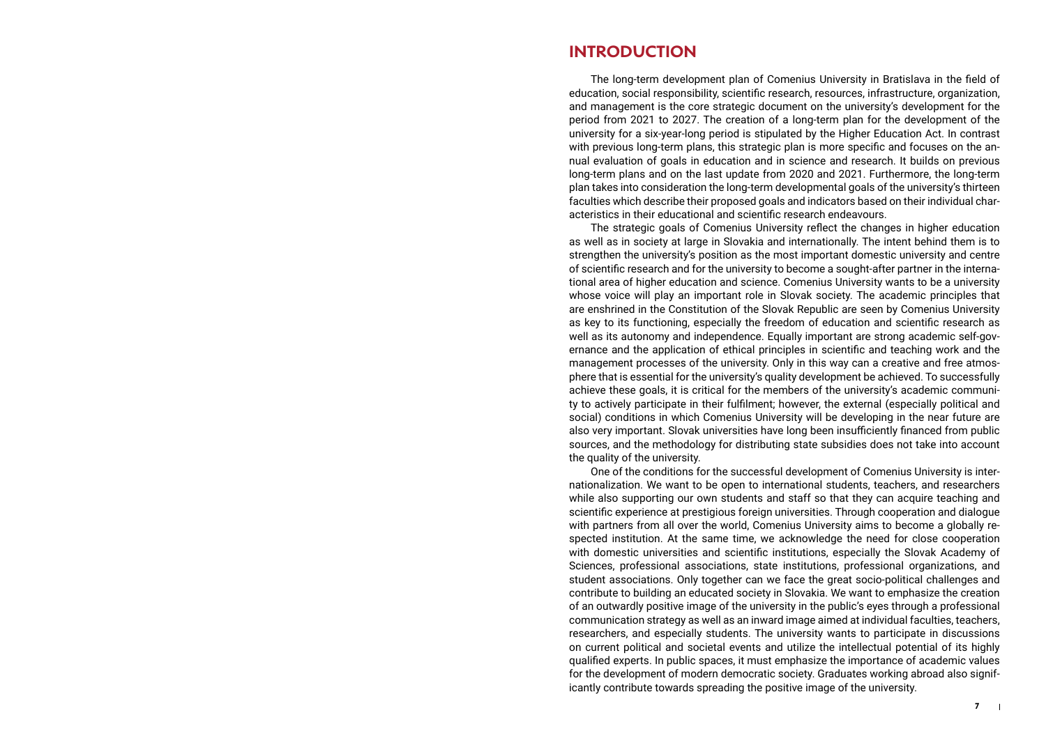# INTRODUCTION

The long-term development plan of Comenius University in Bratislava in the field of education, social responsibility, scientific research, resources, infrastructure, organization, and management is the core strategic document on the university's development for the period from 2021 to 2027. The creation of a long-term plan for the development of the university for a six-year-long period is stipulated by the Higher Education Act. In contrast with previous long-term plans, this strategic plan is more specific and focuses on the annual evaluation of goals in education and in science and research. It builds on previous long-term plans and on the last update from 2020 and 2021. Furthermore, the long-term plan takes into consideration the long-term developmental goals of the university's thirteen faculties which describe their proposed goals and indicators based on their individual characteristics in their educational and scientific research endeavours.

The strategic goals of Comenius University reflect the changes in higher education as well as in society at large in Slovakia and internationally. The intent behind them is to strengthen the university's position as the most important domestic university and centre of scientific research and for the university to become a sought-after partner in the international area of higher education and science. Comenius University wants to be a university whose voice will play an important role in Slovak society. The academic principles that are enshrined in the Constitution of the Slovak Republic are seen by Comenius University as key to its functioning, especially the freedom of education and scientific research as well as its autonomy and independence. Equally important are strong academic self-governance and the application of ethical principles in scientific and teaching work and the management processes of the university. Only in this way can a creative and free atmosphere that is essential for the university's quality development be achieved. To successfully achieve these goals, it is critical for the members of the university's academic community to actively participate in their fulfilment; however, the external (especially political and social) conditions in which Comenius University will be developing in the near future are also very important. Slovak universities have long been insufficiently financed from public sources, and the methodology for distributing state subsidies does not take into account the quality of the university.

One of the conditions for the successful development of Comenius University is internationalization. We want to be open to international students, teachers, and researchers while also supporting our own students and staff so that they can acquire teaching and scientific experience at prestigious foreign universities. Through cooperation and dialogue with partners from all over the world, Comenius University aims to become a globally respected institution. At the same time, we acknowledge the need for close cooperation with domestic universities and scientific institutions, especially the Slovak Academy of Sciences, professional associations, state institutions, professional organizations, and student associations. Only together can we face the great socio-political challenges and contribute to building an educated society in Slovakia. We want to emphasize the creation of an outwardly positive image of the university in the public's eyes through a professional communication strategy as well as an inward image aimed at individual faculties, teachers, researchers, and especially students. The university wants to participate in discussions on current political and societal events and utilize the intellectual potential of its highly qualified experts. In public spaces, it must emphasize the importance of academic values for the development of modern democratic society. Graduates working abroad also significantly contribute towards spreading the positive image of the university.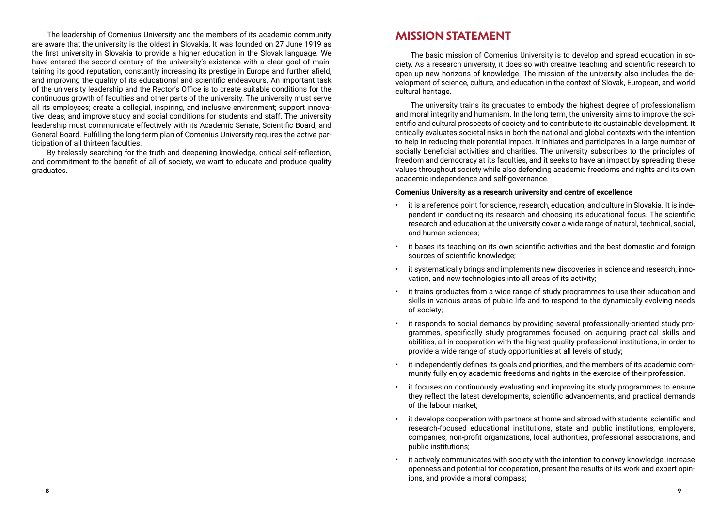The leadership of Comenius University and the members of its academic community are aware that the university is the oldest in Slovakia. It was founded on 27 June 1919 as the first university in Slovakia to provide a higher education in the Slovak language. We have entered the second century of the university's existence with a clear goal of maintaining its good reputation, constantly increasing its prestige in Europe and further afield, and improving the quality of its educational and scientific endeavours. An important task of the university leadership and the Rector's Office is to create suitable conditions for the continuous growth of faculties and other parts of the university. The university must serve all its employees; create a collegial, inspiring, and inclusive environment; support innovative ideas; and improve study and social conditions for students and staff. The university leadership must communicate effectively with its Academic Senate, Scientific Board, and General Board. Fulfilling the long-term plan of Comenius University requires the active participation of all thirteen faculties.

By tirelessly searching for the truth and deepening knowledge, critical self-reflection, and commitment to the benefit of all of society, we want to educate and produce quality graduates.

## MISSION STATEMENT

The basic mission of Comenius University is to develop and spread education in society. As a research university, it does so with creative teaching and scientific research to open up new horizons of knowledge. The mission of the university also includes the development of science, culture, and education in the context of Slovak, European, and world cultural heritage.

The university trains its graduates to embody the highest degree of professionalism and moral integrity and humanism. In the long term, the university aims to improve the scientific and cultural prospects of society and to contribute to its sustainable development. It critically evaluates societal risks in both the national and global contexts with the intention to help in reducing their potential impact. It initiates and participates in a large number of socially beneficial activities and charities. The university subscribes to the principles of freedom and democracy at its faculties, and it seeks to have an impact by spreading these values throughout society while also defending academic freedoms and rights and its own academic independence and self-governance.

**Comenius University as a research university and centre of excellence**

- it is a reference point for science, research, education, and culture in Slovakia. It is independent in conducting its research and choosing its educational focus. The scientific research and education at the university cover a wide range of natural, technical, social, and human sciences;
- it bases its teaching on its own scientific activities and the best domestic and foreign sources of scientific knowledge;
- it systematically brings and implements new discoveries in science and research, innovation, and new technologies into all areas of its activity;
- it trains graduates from a wide range of study programmes to use their education and skills in various areas of public life and to respond to the dynamically evolving needs of society;
- it responds to social demands by providing several professionally-oriented study programmes, specifically study programmes focused on acquiring practical skills and abilities, all in cooperation with the highest quality professional institutions, in order to provide a wide range of study opportunities at all levels of study;
- it independently defines its goals and priorities, and the members of its academic community fully enjoy academic freedoms and rights in the exercise of their profession.
- it focuses on continuously evaluating and improving its study programmes to ensure they reflect the latest developments, scientific advancements, and practical demands of the labour market;
- it develops cooperation with partners at home and abroad with students, scientific and research-focused educational institutions, state and public institutions, employers, companies, non-profit organizations, local authorities, professional associations, and public institutions;
- it actively communicates with society with the intention to convey knowledge, increase openness and potential for cooperation, present the results of its work and expert opinions, and provide a moral compass;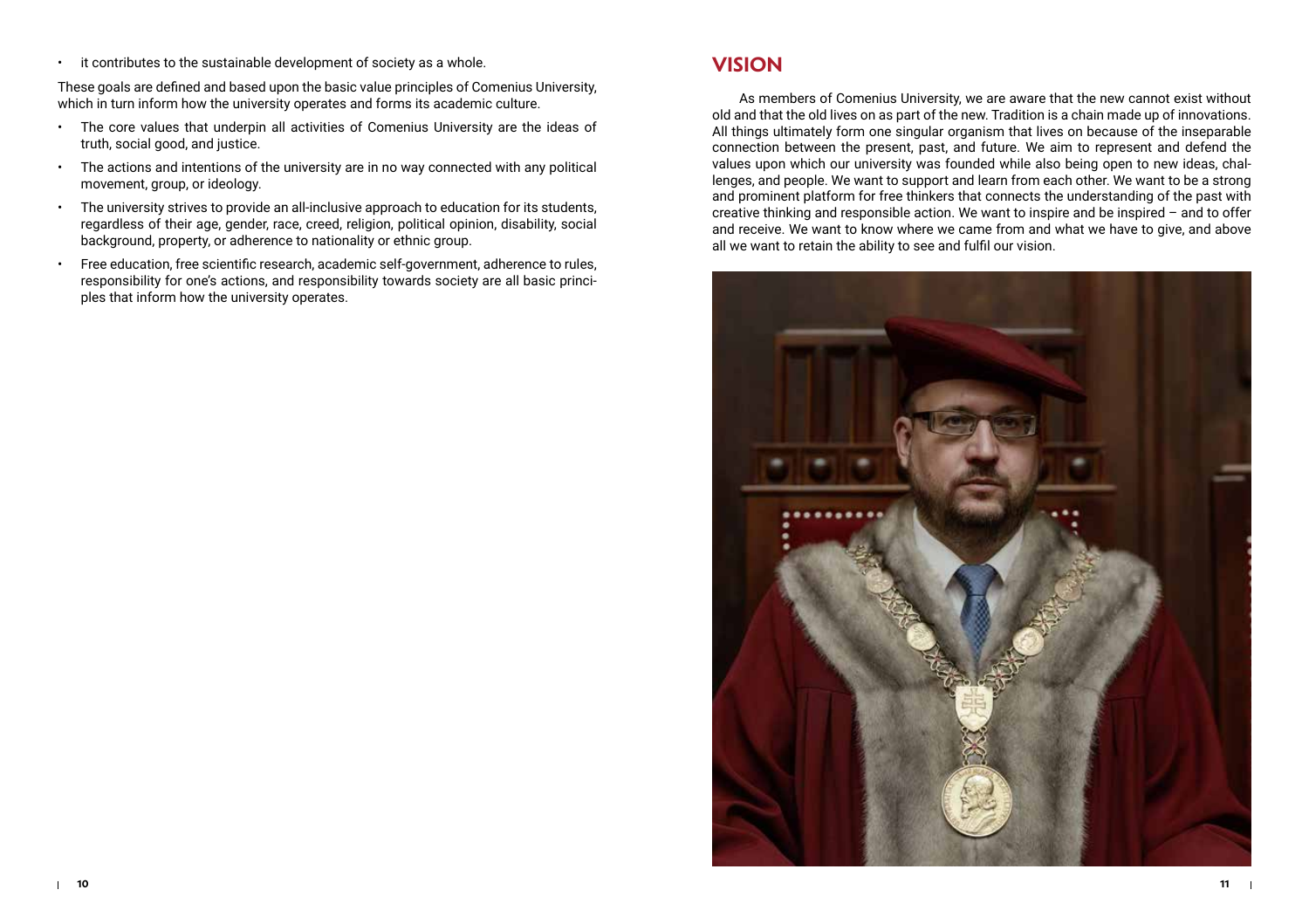- it contributes to the sustainable development of society as a whole.

These goals are defined and based upon the basic value principles of Comenius University, which in turn inform how the university operates and forms its academic culture.

- The core values that underpin all activities of Comenius University are the ideas of truth, social good, and justice.
- The actions and intentions of the university are in no way connected with any political movement, group, or ideology.
- The university strives to provide an all-inclusive approach to education for its students, regardless of their age, gender, race, creed, religion, political opinion, disability, social background, property, or adherence to nationality or ethnic group.
- Free education, free scientific research, academic self-government, adherence to rules, responsibility for one's actions, and responsibility towards society are all basic principles that inform how the university operates.

## VISION

As members of Comenius University, we are aware that the new cannot exist without old and that the old lives on as part of the new. Tradition is a chain made up of innovations. All things ultimately form one singular organism that lives on because of the inseparable connection between the present, past, and future. We aim to represent and defend the values upon which our university was founded while also being open to new ideas, challenges, and people. We want to support and learn from each other. We want to be a strong and prominent platform for free thinkers that connects the understanding of the past with creative thinking and responsible action. We want to inspire and be inspired – and to offer and receive. We want to know where we came from and what we have to give, and above all we want to retain the ability to see and fulfil our vision.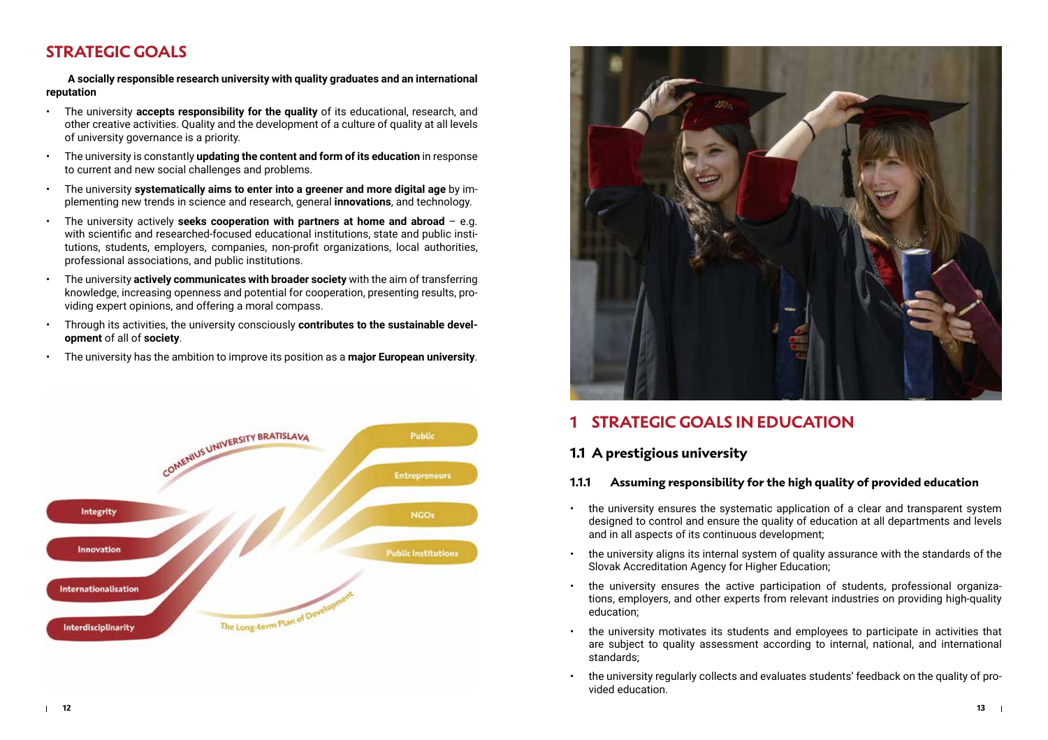# STRATEGIC GOALS

**A socially responsible research university with quality graduates and an international reputation**

- The university **accepts responsibility for the quality** of its educational, research, and other creative activities. Quality and the development of a culture of quality at all levels of university governance is a priority.
- The university is constantly **updating the content and form of its education** in response to current and new social challenges and problems.
- The university **systematically aims to enter into a greener and more digital age** by implementing new trends in science and research, general **innovations**, and technology.
- The university actively **seeks cooperation with partners at home and abroad** – e.g. with scientific and researched-focused educational institutions, state and public institutions, students, employers, companies, non-profit organizations, local authorities, professional associations, and public institutions.
- The university **actively communicates with broader society** with the aim of transferring knowledge, increasing openness and potential for cooperation, presenting results, providing expert opinions, and offering a moral compass.
- Through its activities, the university consciously **contributes to the sustainable development** of all of **society**.
- The university has the ambition to improve its position as a **major European university**.

# 1 STRATEGIC GOALS IN EDUCATION

## 1.1 A prestigious university

### 1.1.1 Assuming responsibility for the high quality of provided education

- the university ensures the systematic application of a clear and transparent system designed to control and ensure the quality of education at all departments and levels and in all aspects of its continuous development;
- the university aligns its internal system of quality assurance with the standards of the Slovak Accreditation Agency for Higher Education;
- the university ensures the active participation of students, professional organizations, employers, and other experts from relevant industries on providing high-quality education;
- the university motivates its students and employees to participate in activities that are subject to quality assessment according to internal, national, and international standards;
- the university regularly collects and evaluates students' feedback on the quality of provided education.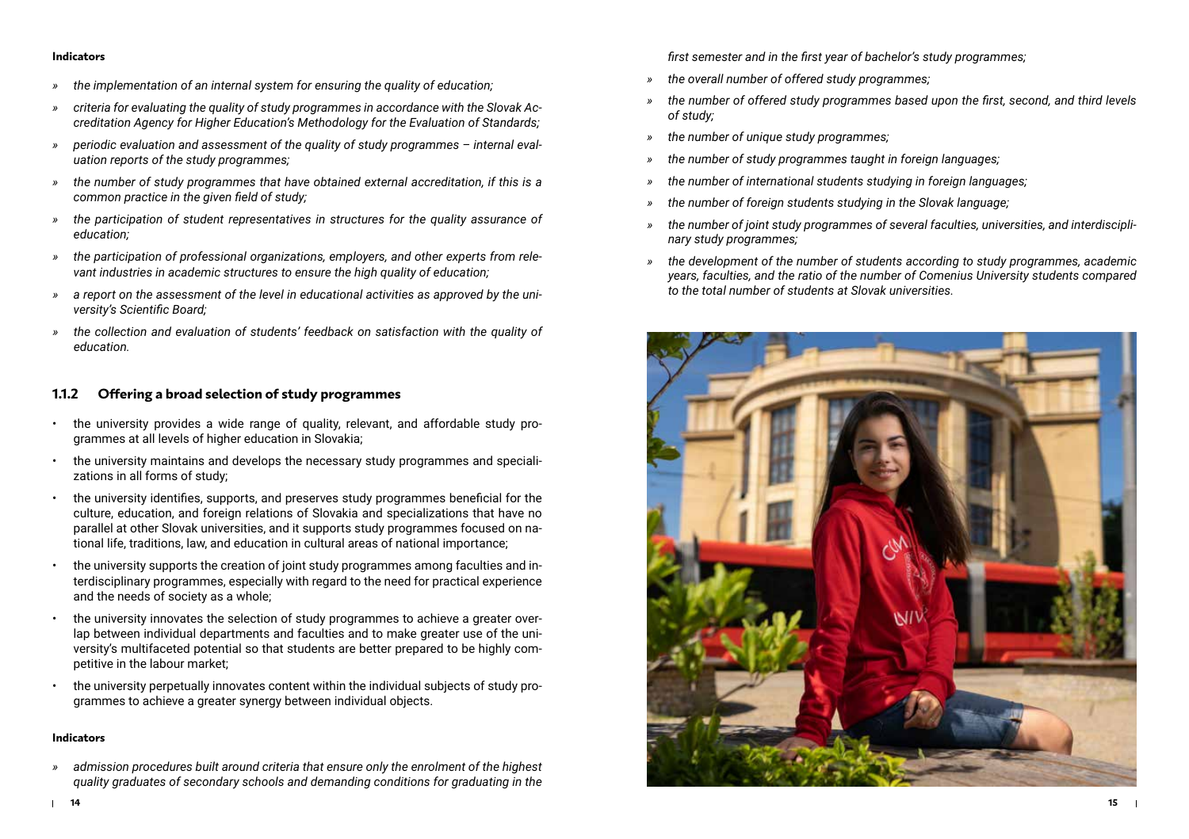**Indicators**

- *the implementation of an internal system for ensuring the quality of education;*
- *criteria for evaluating the quality of study programmes in accordance with the Slovak Accreditation Agency for Higher Education's Methodology for the Evaluation of Standards;*
- *periodic evaluation and assessment of the quality of study programmes – internal evaluation reports of the study programmes;*
- *the number of study programmes that have obtained external accreditation, if this is a common practice in the given field of study;*
- *the participation of student representatives in structures for the quality assurance of education;*
- *the participation of professional organizations, employers, and other experts from relevant industries in academic structures to ensure the high quality of education;*
- *a report on the assessment of the level in educational activities as approved by the university's Scientific Board;*
- *the collection and evaluation of students' feedback on satisfaction with the quality of education.*

### 1.1.2 Offering a broad selection of study programmes

- the university provides a wide range of quality, relevant, and affordable study programmes at all levels of higher education in Slovakia;
- the university maintains and develops the necessary study programmes and specializations in all forms of study;
- the university identifies, supports, and preserves study programmes beneficial for the culture, education, and foreign relations of Slovakia and specializations that have no parallel at other Slovak universities, and it supports study programmes focused on national life, traditions, law, and education in cultural areas of national importance;
- the university supports the creation of joint study programmes among faculties and interdisciplinary programmes, especially with regard to the need for practical experience and the needs of society as a whole;
- the university innovates the selection of study programmes to achieve a greater overlap between individual departments and faculties and to make greater use of the university's multifaceted potential so that students are better prepared to be highly competitive in the labour market;
- the university perpetually innovates content within the individual subjects of study programmes to achieve a greater synergy between individual objects.

**Indicators**

- *admission procedures built around criteria that ensure only the enrolment of the highest quality graduates of secondary schools and demanding conditions for graduating in the first semester and in the first year of bachelor's study programmes;*
- *the overall number of offered study programmes;*
- *the number of offered study programmes based upon the first, second, and third levels of study;*
- *the number of unique study programmes;*
- *the number of study programmes taught in foreign languages;*
- *the number of international students studying in foreign languages;*
- *the number of foreign students studying in the Slovak language;*
- *the number of joint study programmes of several faculties, universities, and interdisciplinary study programmes;*
- *the development of the number of students according to study programmes, academic years, faculties, and the ratio of the number of Comenius University students compared to the total number of students at Slovak universities.*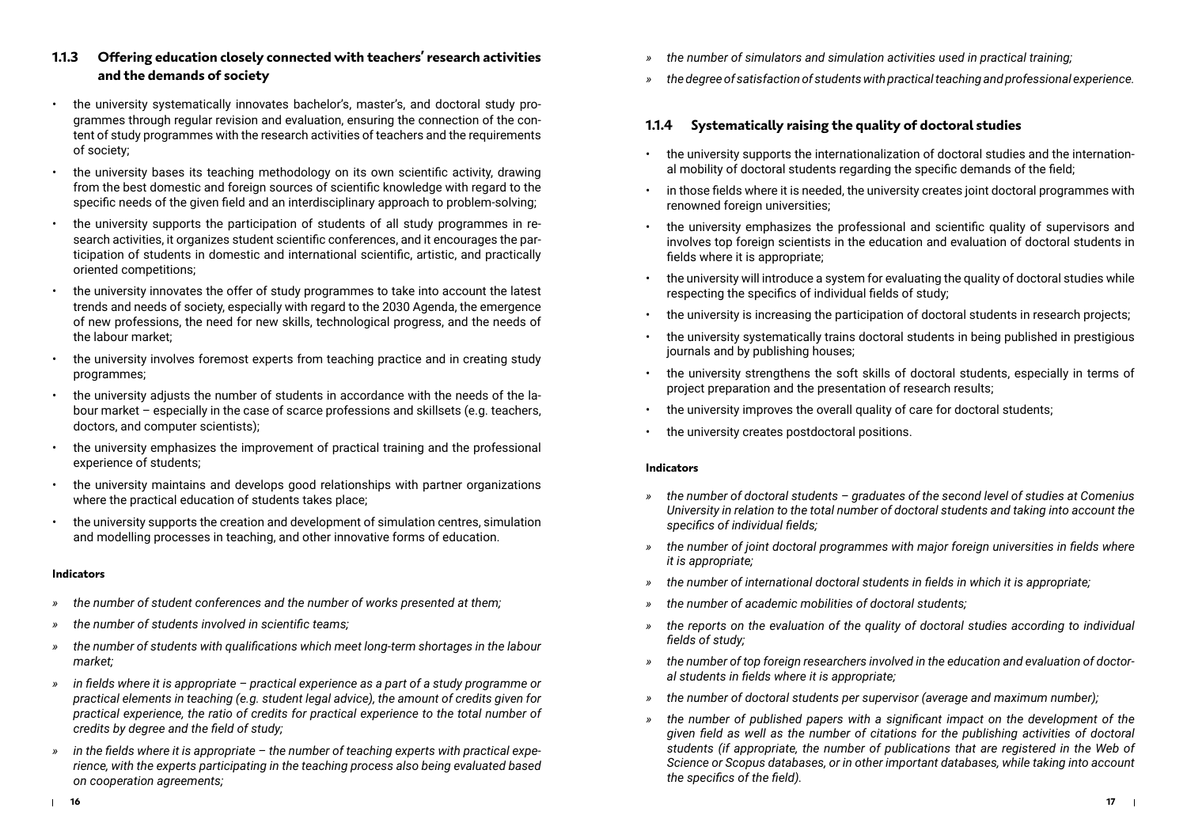### 1.1.3 Offering education closely connected with teachers' research activities and the demands of society

- the university systematically innovates bachelor's, master's, and doctoral study programmes through regular revision and evaluation, ensuring the connection of the content of study programmes with the research activities of teachers and the requirements of society;
- the university bases its teaching methodology on its own scientific activity, drawing from the best domestic and foreign sources of scientific knowledge with regard to the specific needs of the given field and an interdisciplinary approach to problem-solving;
- the university supports the participation of students of all study programmes in research activities, it organizes student scientific conferences, and it encourages the participation of students in domestic and international scientific, artistic, and practically oriented competitions;
- the university innovates the offer of study programmes to take into account the latest trends and needs of society, especially with regard to the 2030 Agenda, the emergence of new professions, the need for new skills, technological progress, and the needs of the labour market;
- the university involves foremost experts from teaching practice and in creating study programmes;
- the university adjusts the number of students in accordance with the needs of the labour market – especially in the case of scarce professions and skillsets (e.g. teachers, doctors, and computer scientists);
- the university emphasizes the improvement of practical training and the professional experience of students;
- the university maintains and develops good relationships with partner organizations where the practical education of students takes place;
- the university supports the creation and development of simulation centres, simulation and modelling processes in teaching, and other innovative forms of education.

#### Indicators

- *the number of student conferences and the number of works presented at them;*
- *the number of students involved in scientific teams;*
- *the number of students with qualifications which meet long-term shortages in the labour market;*
- *in fields where it is appropriate – practical experience as a part of a study programme or practical elements in teaching (e.g. student legal advice), the amount of credits given for practical experience, the ratio of credits for practical experience to the total number of credits by degree and the field of study;*
- *in the fields where it is appropriate – the number of teaching experts with practical experience, with the experts participating in the teaching process also being evaluated based on cooperation agreements;*
- *the number of simulators and simulation activities used in practical training;*
- *the degree of satisfaction of students with practical teaching and professional experience.*

### 1.1.4 Systematically raising the quality of doctoral studies

- the university supports the internationalization of doctoral studies and the international mobility of doctoral students regarding the specific demands of the field;
- in those fields where it is needed, the university creates joint doctoral programmes with renowned foreign universities;
- the university emphasizes the professional and scientific quality of supervisors and involves top foreign scientists in the education and evaluation of doctoral students in fields where it is appropriate;
- the university will introduce a system for evaluating the quality of doctoral studies while respecting the specifics of individual fields of study;
- the university is increasing the participation of doctoral students in research projects;
- the university systematically trains doctoral students in being published in prestigious journals and by publishing houses;
- the university strengthens the soft skills of doctoral students, especially in terms of project preparation and the presentation of research results;
- the university improves the overall quality of care for doctoral students;
- the university creates postdoctoral positions.

#### Indicators

- *the number of doctoral students – graduates of the second level of studies at Comenius University in relation to the total number of doctoral students and taking into account the specifics of individual fields;*
- *the number of joint doctoral programmes with major foreign universities in fields where it is appropriate;*
- *the number of international doctoral students in fields in which it is appropriate;*
- *the number of academic mobilities of doctoral students;*
- *the reports on the evaluation of the quality of doctoral studies according to individual fields of study;*
- *the number of top foreign researchers involved in the education and evaluation of doctoral students in fields where it is appropriate;*
- *the number of doctoral students per supervisor (average and maximum number);*
- *the number of published papers with a significant impact on the development of the given field as well as the number of citations for the publishing activities of doctoral students (if appropriate, the number of publications that are registered in the Web of Science or Scopus databases, or in other important databases, while taking into account the specifics of the field).*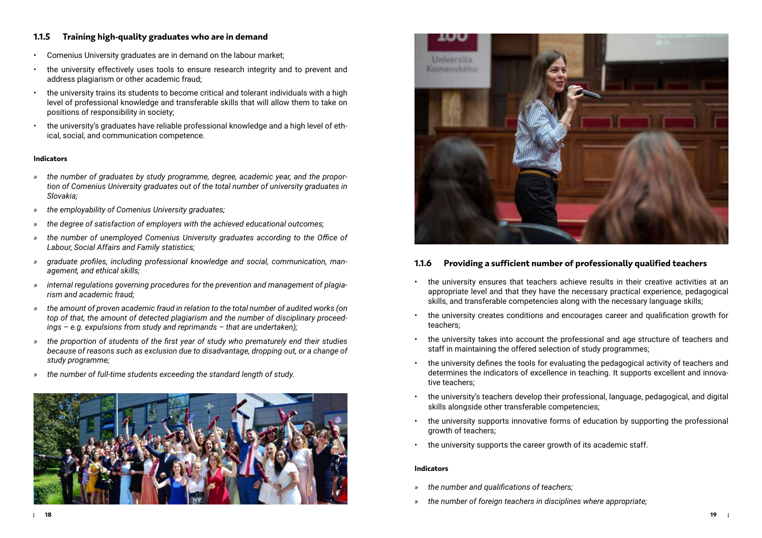### 1.1.5 Training high-quality graduates who are in demand

- Comenius University graduates are in demand on the labour market;
- the university effectively uses tools to ensure research integrity and to prevent and address plagiarism or other academic fraud;
- the university trains its students to become critical and tolerant individuals with a high level of professional knowledge and transferable skills that will allow them to take on positions of responsibility in society;
- the university's graduates have reliable professional knowledge and a high level of ethical, social, and communication competence.

**Indicators**

- » *the number of graduates by study programme, degree, academic year, and the proportion of Comenius University graduates out of the total number of university graduates in Slovakia;*
- » *the employability of Comenius University graduates;*
- » *the degree of satisfaction of employers with the achieved educational outcomes;*
- » *the number of unemployed Comenius University graduates according to the Office of Labour, Social Affairs and Family statistics;*
- » *graduate profiles, including professional knowledge and social, communication, management, and ethical skills;*
- » *internal regulations governing procedures for the prevention and management of plagiarism and academic fraud;*
- » *the amount of proven academic fraud in relation to the total number of audited works (on top of that, the amount of detected plagiarism and the number of disciplinary proceedings – e.g. expulsions from study and reprimands – that are undertaken);*
- » *the proportion of students of the first year of study who prematurely end their studies because of reasons such as exclusion due to disadvantage, dropping out, or a change of study programme;*
- » *the number of full-time students exceeding the standard length of study.*

### 1.1.6 Providing a sufficient number of professionally qualified teachers

- the university ensures that teachers achieve results in their creative activities at an appropriate level and that they have the necessary practical experience, pedagogical skills, and transferable competencies along with the necessary language skills;
- the university creates conditions and encourages career and qualification growth for teachers;
- the university takes into account the professional and age structure of teachers and staff in maintaining the offered selection of study programmes;
- the university defines the tools for evaluating the pedagogical activity of teachers and determines the indicators of excellence in teaching. It supports excellent and innovative teachers;
- the university's teachers develop their professional, language, pedagogical, and digital skills alongside other transferable competencies;
- the university supports innovative forms of education by supporting the professional growth of teachers;
- the university supports the career growth of its academic staff.

**Indicators**

- » *the number and qualifications of teachers;*
- » *the number of foreign teachers in disciplines where appropriate;*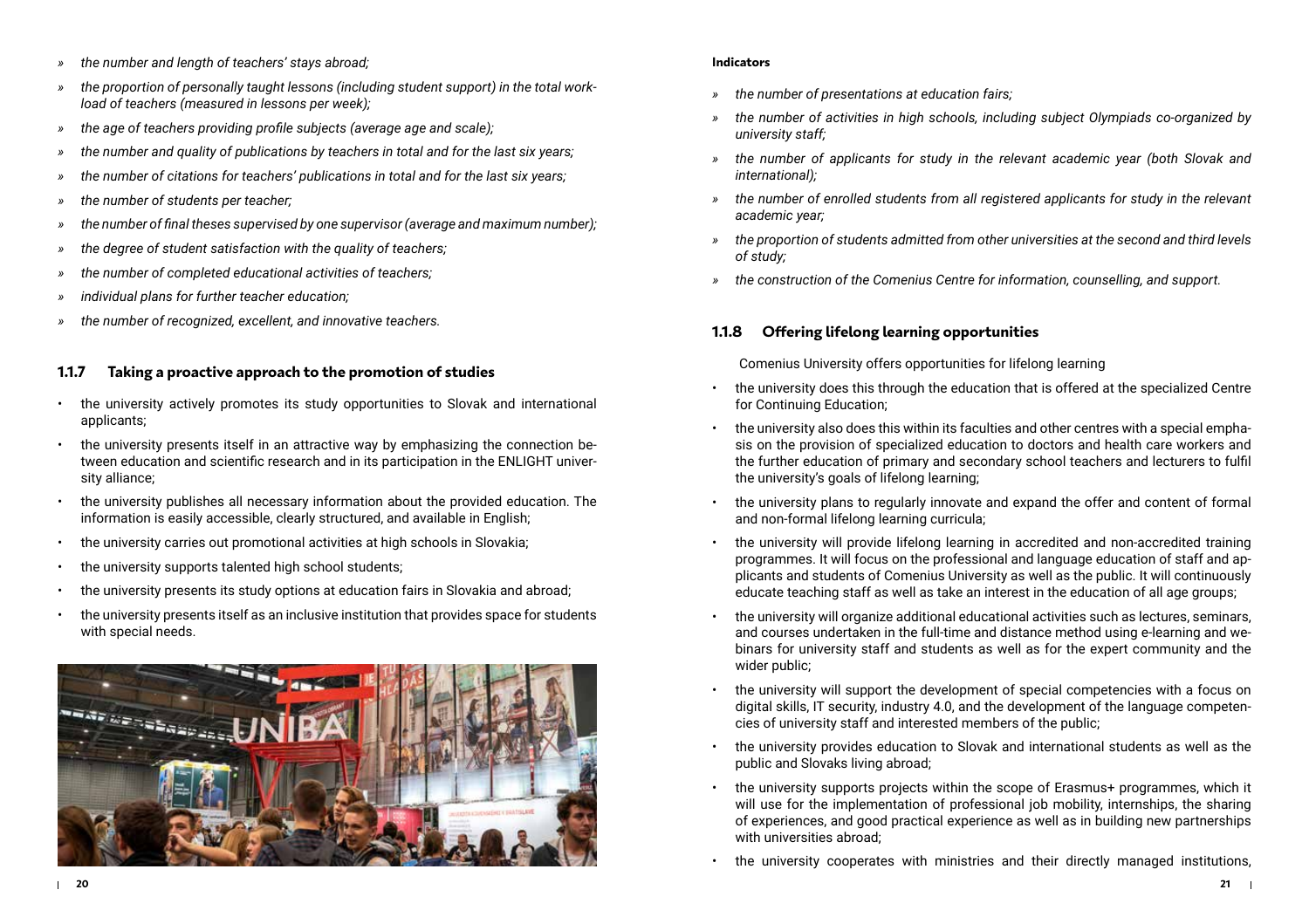- *the number and length of teachers' stays abroad;*
- *the proportion of personally taught lessons (including student support) in the total workload of teachers (measured in lessons per week);*
- *the age of teachers providing profile subjects (average age and scale);*
- *the number and quality of publications by teachers in total and for the last six years;*
- *the number of citations for teachers' publications in total and for the last six years;*
- *the number of students per teacher;*
- *the number of final theses supervised by one supervisor (average and maximum number);*
- *the degree of student satisfaction with the quality of teachers;*
- *the number of completed educational activities of teachers;*
- *individual plans for further teacher education;*
- *the number of recognized, excellent, and innovative teachers.*

### 1.1.7 Taking a proactive approach to the promotion of studies

- the university actively promotes its study opportunities to Slovak and international applicants;
- the university presents itself in an attractive way by emphasizing the connection between education and scientific research and in its participation in the ENLIGHT university alliance;
- the university publishes all necessary information about the provided education. The information is easily accessible, clearly structured, and available in English;
- the university carries out promotional activities at high schools in Slovakia;
- the university supports talented high school students;
- the university presents its study options at education fairs in Slovakia and abroad;
- the university presents itself as an inclusive institution that provides space for students with special needs.

**Indicators**

- *the number of presentations at education fairs;*
- *the number of activities in high schools, including subject Olympiads co-organized by university staff;*
- *the number of applicants for study in the relevant academic year (both Slovak and international);*
- *the number of enrolled students from all registered applicants for study in the relevant academic year;*
- *the proportion of students admitted from other universities at the second and third levels of study;*
- *the construction of the Comenius Centre for information, counselling, and support.*

### 1.1.8 Offering lifelong learning opportunities

Comenius University offers opportunities for lifelong learning

- the university does this through the education that is offered at the specialized Centre for Continuing Education;
- the university also does this within its faculties and other centres with a special emphasis on the provision of specialized education to doctors and health care workers and the further education of primary and secondary school teachers and lecturers to fulfil the university's goals of lifelong learning;
- the university plans to regularly innovate and expand the offer and content of formal and non-formal lifelong learning curricula;
- the university will provide lifelong learning in accredited and non-accredited training programmes. It will focus on the professional and language education of staff and applicants and students of Comenius University as well as the public. It will continuously educate teaching staff as well as take an interest in the education of all age groups;
- the university will organize additional educational activities such as lectures, seminars, and courses undertaken in the full-time and distance method using e-learning and webinars for university staff and students as well as for the expert community and the wider public;
- the university will support the development of special competencies with a focus on digital skills, IT security, industry 4.0, and the development of the language competencies of university staff and interested members of the public;
- the university provides education to Slovak and international students as well as the public and Slovaks living abroad;
- the university supports projects within the scope of Erasmus+ programmes, which it will use for the implementation of professional job mobility, internships, the sharing of experiences, and good practical experience as well as in building new partnerships with universities abroad;
- the university cooperates with ministries and their directly managed institutions,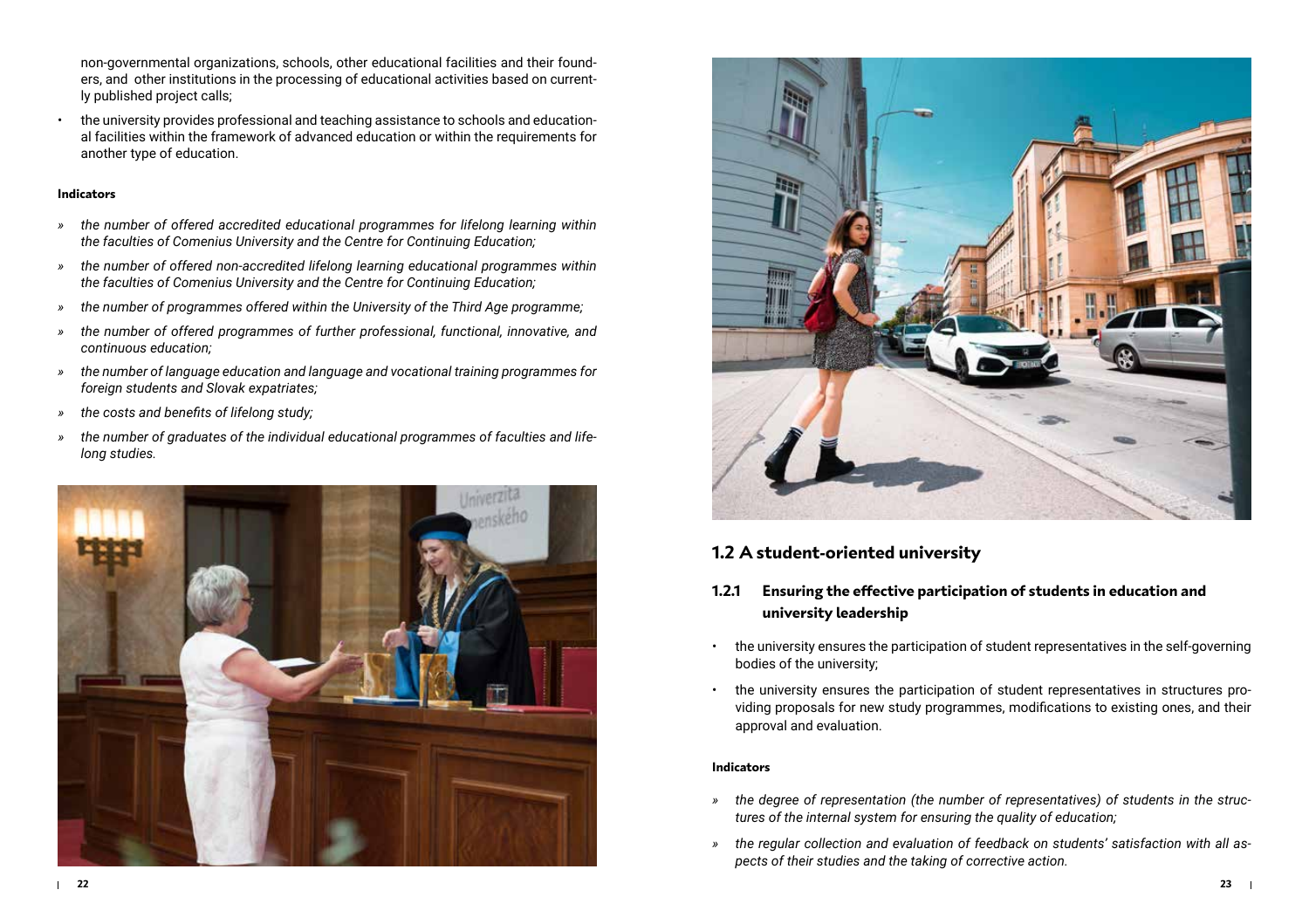non-governmental organizations, schools, other educational facilities and their founders, and other institutions in the processing of educational activities based on currently published project calls;

- the university provides professional and teaching assistance to schools and educational facilities within the framework of advanced education or within the requirements for another type of education.

#### Indicators

- » *the number of offered accredited educational programmes for lifelong learning within the faculties of Comenius University and the Centre for Continuing Education;*
- » *the number of offered non-accredited lifelong learning educational programmes within the faculties of Comenius University and the Centre for Continuing Education;*
- » *the number of programmes offered within the University of the Third Age programme;*
- » *the number of offered programmes of further professional, functional, innovative, and continuous education;*
- » *the number of language education and language and vocational training programmes for foreign students and Slovak expatriates;*
- » *the costs and benefits of lifelong study;*
- » *the number of graduates of the individual educational programmes of faculties and lifelong studies.*

## 1.2 A student-oriented university

### 1.2.1 Ensuring the effective participation of students in education and university leadership

- the university ensures the participation of student representatives in the self-governing bodies of the university;
- the university ensures the participation of student representatives in structures providing proposals for new study programmes, modifications to existing ones, and their approval and evaluation.

#### Indicators

- » *the degree of representation (the number of representatives) of students in the structures of the internal system for ensuring the quality of education;*
- » *the regular collection and evaluation of feedback on students' satisfaction with all aspects of their studies and the taking of corrective action.*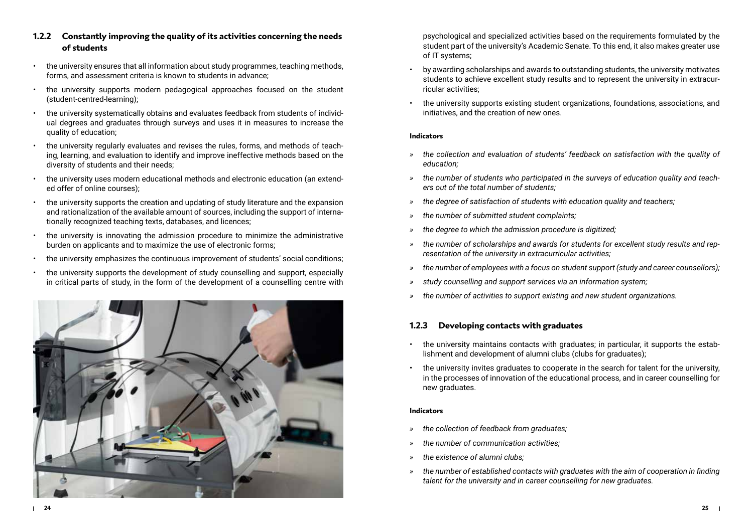### 1.2.2 Constantly improving the quality of its activities concerning the needs of students

- the university ensures that all information about study programmes, teaching methods, forms, and assessment criteria is known to students in advance;
- the university supports modern pedagogical approaches focused on the student (student-centred-learning);
- the university systematically obtains and evaluates feedback from students of individual degrees and graduates through surveys and uses it in measures to increase the quality of education;
- the university regularly evaluates and revises the rules, forms, and methods of teaching, learning, and evaluation to identify and improve ineffective methods based on the diversity of students and their needs;
- the university uses modern educational methods and electronic education (an extended offer of online courses);
- the university supports the creation and updating of study literature and the expansion and rationalization of the available amount of sources, including the support of internationally recognized teaching texts, databases, and licences;
- the university is innovating the admission procedure to minimize the administrative burden on applicants and to maximize the use of electronic forms;
- the university emphasizes the continuous improvement of students' social conditions;
- the university supports the development of study counselling and support, especially in critical parts of study, in the form of the development of a counselling centre with psychological and specialized activities based on the requirements formulated by the student part of the university's Academic Senate. To this end, it also makes greater use of IT systems;
- by awarding scholarships and awards to outstanding students, the university motivates students to achieve excellent study results and to represent the university in extracurricular activities;
- the university supports existing student organizations, foundations, associations, and initiatives, and the creation of new ones.

#### Indicators

- *the collection and evaluation of students' feedback on satisfaction with the quality of education;*
- *the number of students who participated in the surveys of education quality and teachers out of the total number of students;*
- *the degree of satisfaction of students with education quality and teachers;*
- *the number of submitted student complaints;*
- *the degree to which the admission procedure is digitized;*
- *the number of scholarships and awards for students for excellent study results and representation of the university in extracurricular activities;*
- *the number of employees with a focus on student support (study and career counsellors);*
- *study counselling and support services via an information system;*
- *the number of activities to support existing and new student organizations.*

### 1.2.3 Developing contacts with graduates

- the university maintains contacts with graduates; in particular, it supports the establishment and development of alumni clubs (clubs for graduates);
- the university invites graduates to cooperate in the search for talent for the university, in the processes of innovation of the educational process, and in career counselling for new graduates.

#### Indicators

- *the collection of feedback from graduates;*
- *the number of communication activities;*
- *the existence of alumni clubs;*
- *the number of established contacts with graduates with the aim of cooperation in finding talent for the university and in career counselling for new graduates.*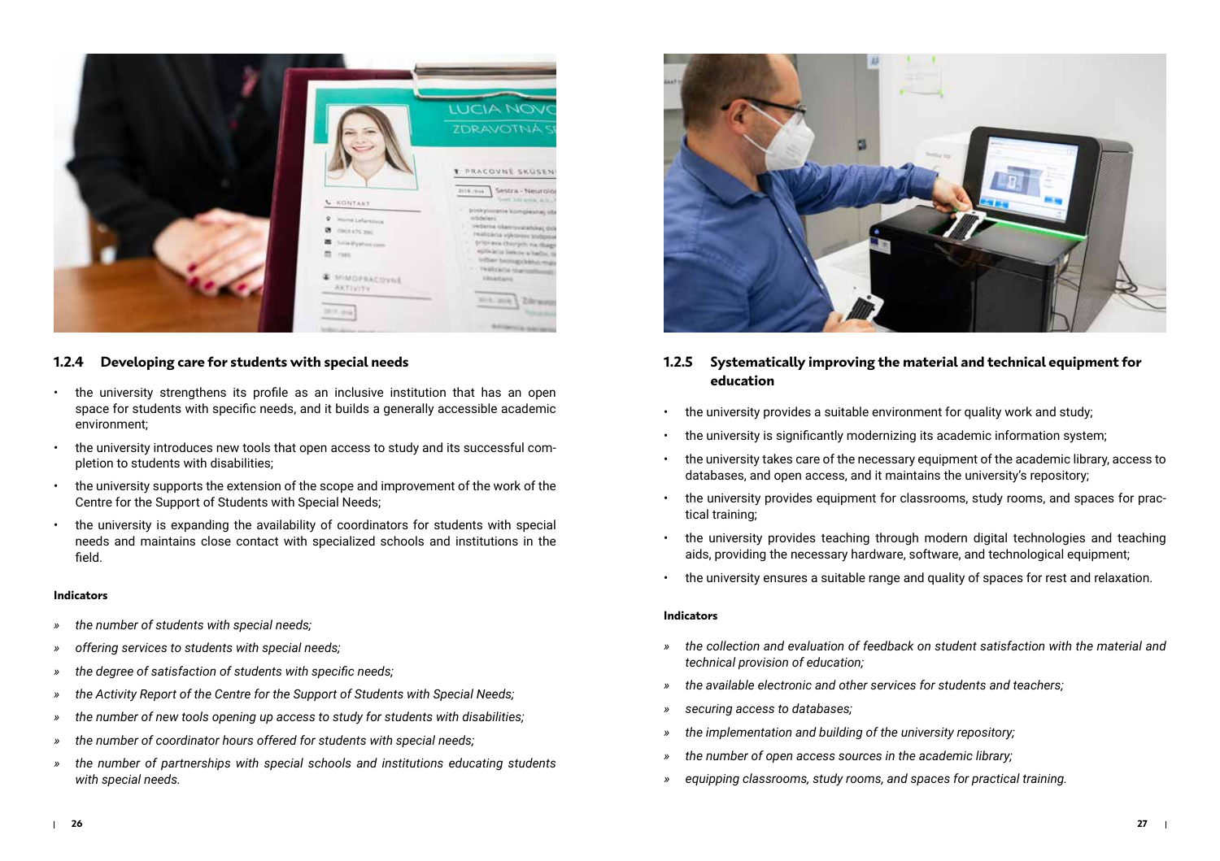### 1.2.4 Developing care for students with special needs

- the university strengthens its profile as an inclusive institution that has an open space for students with specific needs, and it builds a generally accessible academic environment;
- the university introduces new tools that open access to study and its successful completion to students with disabilities;
- the university supports the extension of the scope and improvement of the work of the Centre for the Support of Students with Special Needs;
- the university is expanding the availability of coordinators for students with special needs and maintains close contact with specialized schools and institutions in the field.

**Indicators**

- » *the number of students with special needs;*
- » *offering services to students with special needs;*
- » *the degree of satisfaction of students with specific needs;*
- » *the Activity Report of the Centre for the Support of Students with Special Needs;*
- » *the number of new tools opening up access to study for students with disabilities;*
- » *the number of coordinator hours offered for students with special needs;*
- » *the number of partnerships with special schools and institutions educating students with special needs.*

### 1.2.5 Systematically improving the material and technical equipment for education

- the university provides a suitable environment for quality work and study;
- the university is significantly modernizing its academic information system;
- the university takes care of the necessary equipment of the academic library, access to databases, and open access, and it maintains the university's repository;
- the university provides equipment for classrooms, study rooms, and spaces for practical training;
- the university provides teaching through modern digital technologies and teaching aids, providing the necessary hardware, software, and technological equipment;
- the university ensures a suitable range and quality of spaces for rest and relaxation.

**Indicators**

- » *the collection and evaluation of feedback on student satisfaction with the material and technical provision of education;*
- » *the available electronic and other services for students and teachers;*
- » *securing access to databases;*
- » *the implementation and building of the university repository;*
- » *the number of open access sources in the academic library;*
- » *equipping classrooms, study rooms, and spaces for practical training.*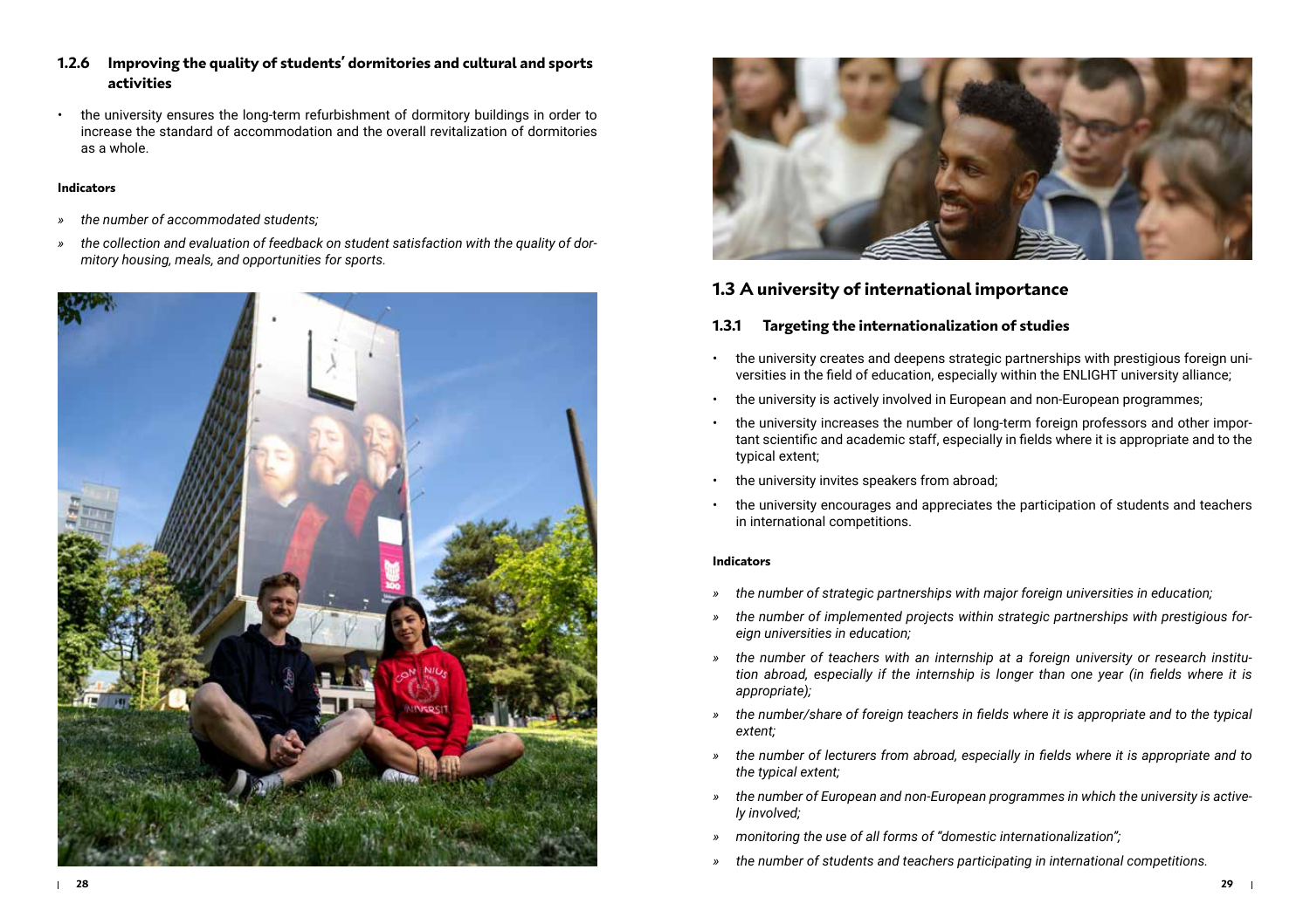### 1.2.6 Improving the quality of students' dormitories and cultural and sports activities

- the university ensures the long-term refurbishment of dormitory buildings in order to increase the standard of accommodation and the overall revitalization of dormitories as a whole.

#### Indicators

- » *the number of accommodated students;*
- » *the collection and evaluation of feedback on student satisfaction with the quality of dormitory housing, meals, and opportunities for sports.*

## 1.3 A university of international importance

### 1.3.1 Targeting the internationalization of studies

- the university creates and deepens strategic partnerships with prestigious foreign universities in the field of education, especially within the ENLIGHT university alliance;
- the university is actively involved in European and non-European programmes;
- the university increases the number of long-term foreign professors and other important scientific and academic staff, especially in fields where it is appropriate and to the typical extent;
- the university invites speakers from abroad;
- the university encourages and appreciates the participation of students and teachers in international competitions.

#### Indicators

- » *the number of strategic partnerships with major foreign universities in education;*
- » *the number of implemented projects within strategic partnerships with prestigious foreign universities in education;*
- » *the number of teachers with an internship at a foreign university or research institution abroad, especially if the internship is longer than one year (in fields where it is appropriate);*
- » *the number/share of foreign teachers in fields where it is appropriate and to the typical extent;*
- » *the number of lecturers from abroad, especially in fields where it is appropriate and to the typical extent;*
- » *the number of European and non-European programmes in which the university is actively involved;*
- » *monitoring the use of all forms of "domestic internationalization";*
- » *the number of students and teachers participating in international competitions.*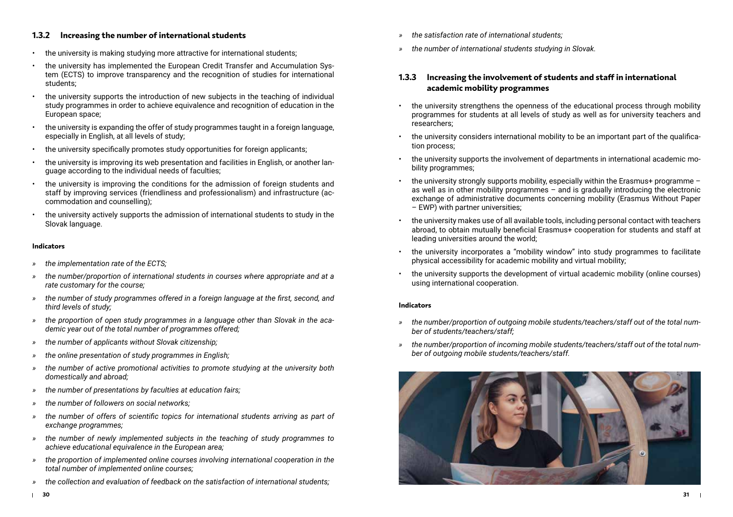### 1.3.2 Increasing the number of international students

- the university is making studying more attractive for international students;
- the university has implemented the European Credit Transfer and Accumulation System (ECTS) to improve transparency and the recognition of studies for international students;
- the university supports the introduction of new subjects in the teaching of individual study programmes in order to achieve equivalence and recognition of education in the European space;
- the university is expanding the offer of study programmes taught in a foreign language, especially in English, at all levels of study;
- the university specifically promotes study opportunities for foreign applicants;
- the university is improving its web presentation and facilities in English, or another language according to the individual needs of faculties;
- the university is improving the conditions for the admission of foreign students and staff by improving services (friendliness and professionalism) and infrastructure (accommodation and counselling);
- the university actively supports the admission of international students to study in the Slovak language.

#### Indicators

- » *the implementation rate of the ECTS;*
- » *the number/proportion of international students in courses where appropriate and at a rate customary for the course;*
- » *the number of study programmes offered in a foreign language at the first, second, and third levels of study;*
- » *the proportion of open study programmes in a language other than Slovak in the academic year out of the total number of programmes offered;*
- » *the number of applicants without Slovak citizenship;*
- » *the online presentation of study programmes in English;*
- » *the number of active promotional activities to promote studying at the university both domestically and abroad;*
- » *the number of presentations by faculties at education fairs;*
- » *the number of followers on social networks;*
- » *the number of offers of scientific topics for international students arriving as part of exchange programmes;*
- » *the number of newly implemented subjects in the teaching of study programmes to achieve educational equivalence in the European area;*
- » *the proportion of implemented online courses involving international cooperation in the total number of implemented online courses;*
- » *the collection and evaluation of feedback on the satisfaction of international students;*
- » *the satisfaction rate of international students;*
- » *the number of international students studying in Slovak.*

### 1.3.3 Increasing the involvement of students and staff in international academic mobility programmes

- the university strengthens the openness of the educational process through mobility programmes for students at all levels of study as well as for university teachers and researchers;
- the university considers international mobility to be an important part of the qualification process;
- the university supports the involvement of departments in international academic mobility programmes;
- the university strongly supports mobility, especially within the Erasmus+ programme – as well as in other mobility programmes – and is gradually introducing the electronic exchange of administrative documents concerning mobility (Erasmus Without Paper – EWP) with partner universities;
- the university makes use of all available tools, including personal contact with teachers abroad, to obtain mutually beneficial Erasmus+ cooperation for students and staff at leading universities around the world;
- the university incorporates a "mobility window" into study programmes to facilitate physical accessibility for academic mobility and virtual mobility;
- the university supports the development of virtual academic mobility (online courses) using international cooperation.

#### Indicators

- » *the number/proportion of outgoing mobile students/teachers/staff out of the total number of students/teachers/staff;*
- » *the number/proportion of incoming mobile students/teachers/staff out of the total number of outgoing mobile students/teachers/staff.*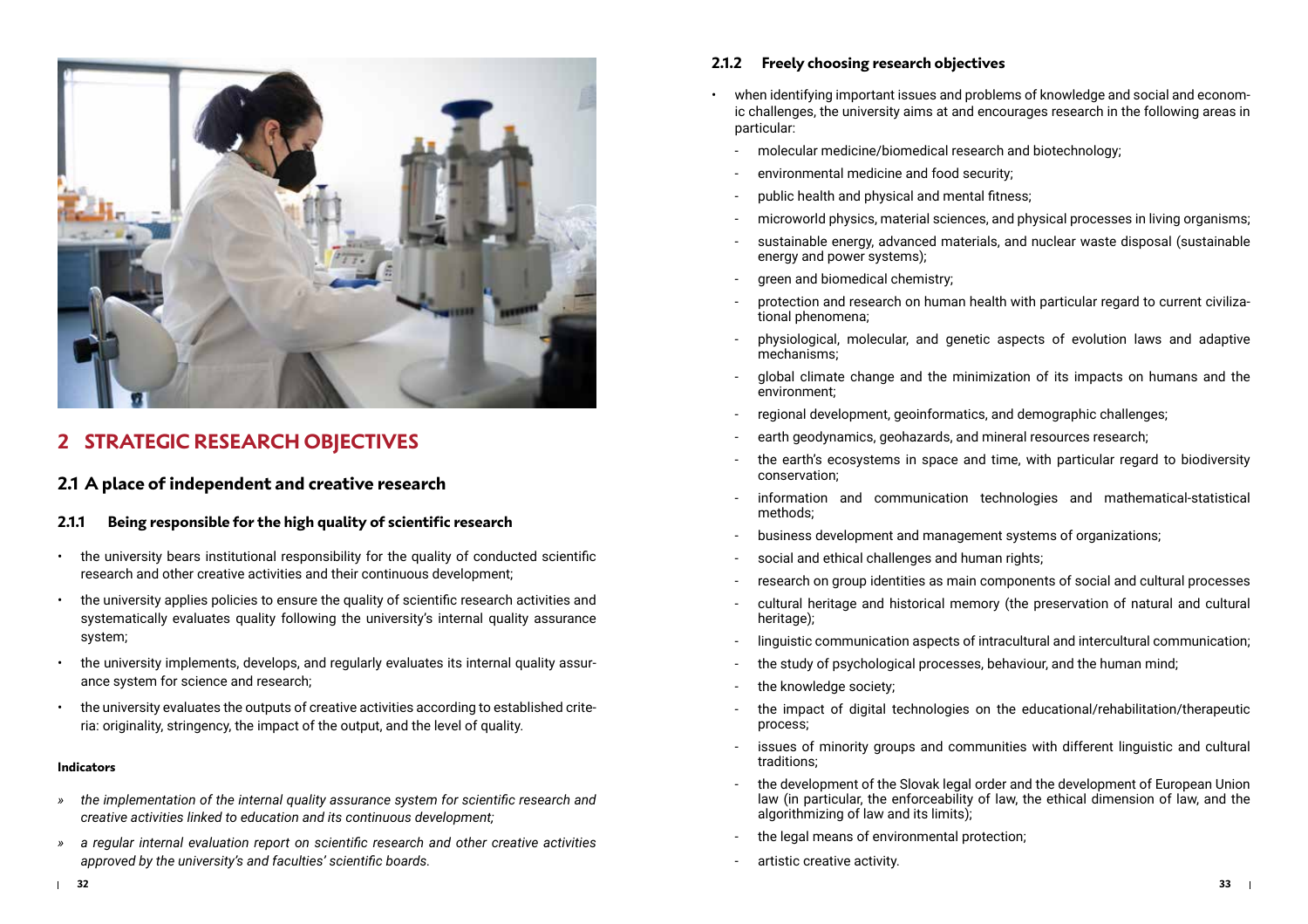# 2 STRATEGIC RESEARCH OBJECTIVES

## 2.1 A place of independent and creative research

### 2.1.1 Being responsible for the high quality of scientific research

- the university bears institutional responsibility for the quality of conducted scientific research and other creative activities and their continuous development;
- the university applies policies to ensure the quality of scientific research activities and systematically evaluates quality following the university's internal quality assurance system;
- the university implements, develops, and regularly evaluates its internal quality assurance system for science and research;
- the university evaluates the outputs of creative activities according to established criteria: originality, stringency, the impact of the output, and the level of quality.

#### Indicators

» *the implementation of the internal quality assurance system for scientific research and creative activities linked to education and its continuous development;*

» *a regular internal evaluation report on scientific research and other creative activities approved by the university's and faculties' scientific boards.*

### 2.1.2 Freely choosing research objectives

- when identifying important issues and problems of knowledge and social and economic challenges, the university aims at and encourages research in the following areas in particular:
  - molecular medicine/biomedical research and biotechnology;
  - environmental medicine and food security;
  - public health and physical and mental fitness;
  - microworld physics, material sciences, and physical processes in living organisms;
  - sustainable energy, advanced materials, and nuclear waste disposal (sustainable energy and power systems);
  - green and biomedical chemistry;
  - protection and research on human health with particular regard to current civilizational phenomena;
  - physiological, molecular, and genetic aspects of evolution laws and adaptive mechanisms;
  - global climate change and the minimization of its impacts on humans and the environment;
  - regional development, geoinformatics, and demographic challenges;
  - earth geodynamics, geohazards, and mineral resources research;
  - the earth's ecosystems in space and time, with particular regard to biodiversity conservation;
  - information and communication technologies and mathematical-statistical methods;
  - business development and management systems of organizations;
  - social and ethical challenges and human rights;
  - research on group identities as main components of social and cultural processes
  - cultural heritage and historical memory (the preservation of natural and cultural heritage);
  - linguistic communication aspects of intracultural and intercultural communication;
  - the study of psychological processes, behaviour, and the human mind;
  - the knowledge society;
  - the impact of digital technologies on the educational/rehabilitation/therapeutic process;
  - issues of minority groups and communities with different linguistic and cultural traditions;
  - the development of the Slovak legal order and the development of European Union law (in particular, the enforceability of law, the ethical dimension of law, and the algorithmizing of law and its limits);
  - the legal means of environmental protection;
  - artistic creative activity.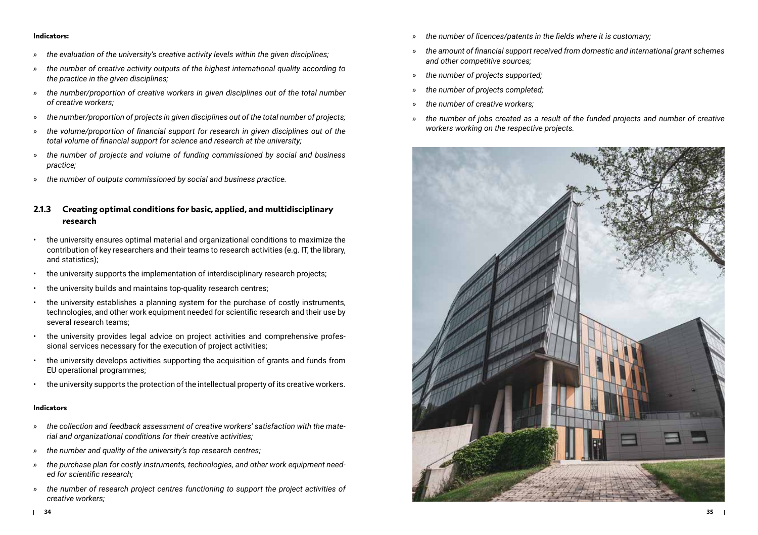#### Indicators:

- *the evaluation of the university's creative activity levels within the given disciplines;*
- *the number of creative activity outputs of the highest international quality according to the practice in the given disciplines;*
- *the number/proportion of creative workers in given disciplines out of the total number of creative workers;*
- *the number/proportion of projects in given disciplines out of the total number of projects;*
- *the volume/proportion of financial support for research in given disciplines out of the total volume of financial support for science and research at the university;*
- *the number of projects and volume of funding commissioned by social and business practice;*
- *the number of outputs commissioned by social and business practice.*

### 2.1.3 Creating optimal conditions for basic, applied, and multidisciplinary research

- the university ensures optimal material and organizational conditions to maximize the contribution of key researchers and their teams to research activities (e.g. IT, the library, and statistics);
- the university supports the implementation of interdisciplinary research projects;
- the university builds and maintains top-quality research centres;
- the university establishes a planning system for the purchase of costly instruments, technologies, and other work equipment needed for scientific research and their use by several research teams;
- the university provides legal advice on project activities and comprehensive professional services necessary for the execution of project activities;
- the university develops activities supporting the acquisition of grants and funds from EU operational programmes;
- the university supports the protection of the intellectual property of its creative workers.

#### Indicators

- *the collection and feedback assessment of creative workers' satisfaction with the material and organizational conditions for their creative activities;*
- *the number and quality of the university's top research centres;*
- *the purchase plan for costly instruments, technologies, and other work equipment needed for scientific research;*
- *the number of research project centres functioning to support the project activities of creative workers;*
- *the number of licences/patents in the fields where it is customary;*
- *the amount of financial support received from domestic and international grant schemes and other competitive sources;*
- *the number of projects supported;*
- *the number of projects completed;*
- *the number of creative workers;*
- *the number of jobs created as a result of the funded projects and number of creative workers working on the respective projects.*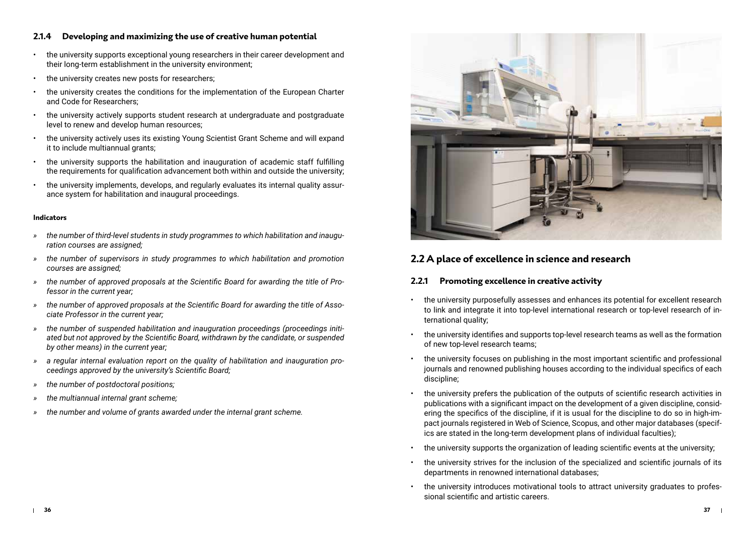### 2.1.4 Developing and maximizing the use of creative human potential

- the university supports exceptional young researchers in their career development and their long-term establishment in the university environment;
- the university creates new posts for researchers;
- the university creates the conditions for the implementation of the European Charter and Code for Researchers;
- the university actively supports student research at undergraduate and postgraduate level to renew and develop human resources;
- the university actively uses its existing Young Scientist Grant Scheme and will expand it to include multiannual grants;
- the university supports the habilitation and inauguration of academic staff fulfilling the requirements for qualification advancement both within and outside the university;
- the university implements, develops, and regularly evaluates its internal quality assurance system for habilitation and inaugural proceedings.

#### Indicators

- *the number of third-level students in study programmes to which habilitation and inauguration courses are assigned;*
- *the number of supervisors in study programmes to which habilitation and promotion courses are assigned;*
- *the number of approved proposals at the Scientific Board for awarding the title of Professor in the current year;*
- *the number of approved proposals at the Scientific Board for awarding the title of Associate Professor in the current year;*
- *the number of suspended habilitation and inauguration proceedings (proceedings initiated but not approved by the Scientific Board, withdrawn by the candidate, or suspended by other means) in the current year;*
- *a regular internal evaluation report on the quality of habilitation and inauguration proceedings approved by the university's Scientific Board;*
- *the number of postdoctoral positions;*
- *the multiannual internal grant scheme;*
- *the number and volume of grants awarded under the internal grant scheme.*

## 2.2 A place of excellence in science and research

### 2.2.1 Promoting excellence in creative activity

- the university purposefully assesses and enhances its potential for excellent research to link and integrate it into top-level international research or top-level research of international quality;
- the university identifies and supports top-level research teams as well as the formation of new top-level research teams;
- the university focuses on publishing in the most important scientific and professional journals and renowned publishing houses according to the individual specifics of each discipline;
- the university prefers the publication of the outputs of scientific research activities in publications with a significant impact on the development of a given discipline, considering the specifics of the discipline, if it is usual for the discipline to do so in high-impact journals registered in Web of Science, Scopus, and other major databases (specifics are stated in the long-term development plans of individual faculties);
- the university supports the organization of leading scientific events at the university;
- the university strives for the inclusion of the specialized and scientific journals of its departments in renowned international databases;
- the university introduces motivational tools to attract university graduates to professional scientific and artistic careers.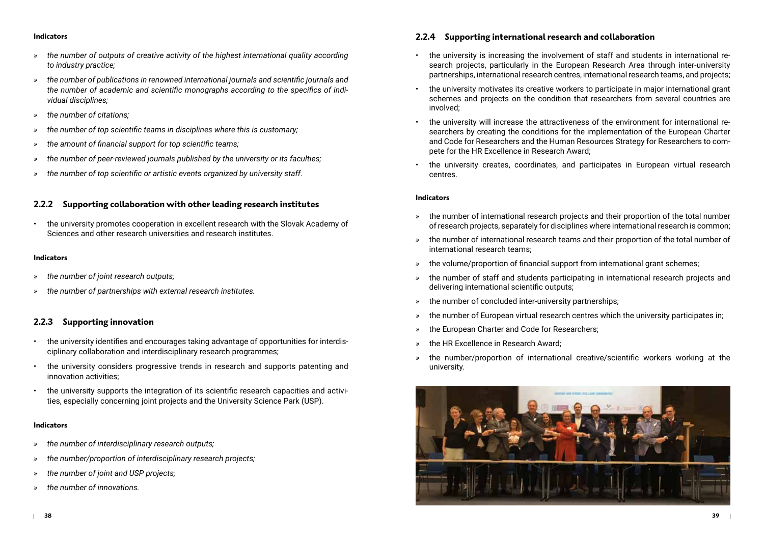#### Indicators

- *the number of outputs of creative activity of the highest international quality according to industry practice;*
- *the number of publications in renowned international journals and scientific journals and the number of academic and scientific monographs according to the specifics of individual disciplines;*
- *the number of citations;*
- *the number of top scientific teams in disciplines where this is customary;*
- *the amount of financial support for top scientific teams;*
- *the number of peer-reviewed journals published by the university or its faculties;*
- *the number of top scientific or artistic events organized by university staff.*

### 2.2.2 Supporting collaboration with other leading research institutes

- the university promotes cooperation in excellent research with the Slovak Academy of Sciences and other research universities and research institutes.

#### Indicators

- *the number of joint research outputs;*
- *the number of partnerships with external research institutes.*

### 2.2.3 Supporting innovation

- the university identifies and encourages taking advantage of opportunities for interdisciplinary collaboration and interdisciplinary research programmes;
- the university considers progressive trends in research and supports patenting and innovation activities;
- the university supports the integration of its scientific research capacities and activities, especially concerning joint projects and the University Science Park (USP).

#### Indicators

- *the number of interdisciplinary research outputs;*
- *the number/proportion of interdisciplinary research projects;*
- *the number of joint and USP projects;*
- *the number of innovations.*

### 2.2.4 Supporting international research and collaboration

- the university is increasing the involvement of staff and students in international research projects, particularly in the European Research Area through inter-university partnerships, international research centres, international research teams, and projects;
- the university motivates its creative workers to participate in major international grant schemes and projects on the condition that researchers from several countries are involved;
- the university will increase the attractiveness of the environment for international researchers by creating the conditions for the implementation of the European Charter and Code for Researchers and the Human Resources Strategy for Researchers to compete for the HR Excellence in Research Award;
- the university creates, coordinates, and participates in European virtual research centres.

#### Indicators

- the number of international research projects and their proportion of the total number of research projects, separately for disciplines where international research is common;
- the number of international research teams and their proportion of the total number of international research teams;
- the volume/proportion of financial support from international grant schemes;
- the number of staff and students participating in international research projects and delivering international scientific outputs;
- the number of concluded inter-university partnerships;
- the number of European virtual research centres which the university participates in;
- the European Charter and Code for Researchers;
- the HR Excellence in Research Award;
- the number/proportion of international creative/scientific workers working at the university.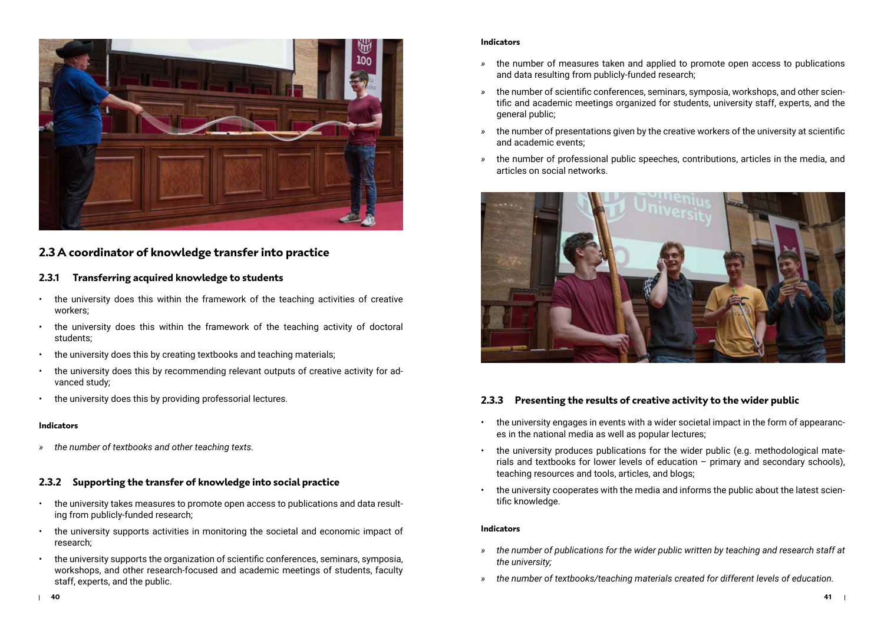## 2.3 A coordinator of knowledge transfer into practice

### 2.3.1 Transferring acquired knowledge to students

- the university does this within the framework of the teaching activities of creative workers;
- the university does this within the framework of the teaching activity of doctoral students;
- the university does this by creating textbooks and teaching materials;
- the university does this by recommending relevant outputs of creative activity for advanced study;
- the university does this by providing professorial lectures.

#### Indicators

» *the number of textbooks and other teaching texts.*

### 2.3.2 Supporting the transfer of knowledge into social practice

- the university takes measures to promote open access to publications and data resulting from publicly-funded research;
- the university supports activities in monitoring the societal and economic impact of research;
- the university supports the organization of scientific conferences, seminars, symposia, workshops, and other research-focused and academic meetings of students, faculty staff, experts, and the public.

#### Indicators

» the number of measures taken and applied to promote open access to publications and data resulting from publicly-funded research;

» the number of scientific conferences, seminars, symposia, workshops, and other scientific and academic meetings organized for students, university staff, experts, and the general public;

» the number of presentations given by the creative workers of the university at scientific and academic events;

» the number of professional public speeches, contributions, articles in the media, and articles on social networks.

### 2.3.3 Presenting the results of creative activity to the wider public

- the university engages in events with a wider societal impact in the form of appearances in the national media as well as popular lectures;
- the university produces publications for the wider public (e.g. methodological materials and textbooks for lower levels of education – primary and secondary schools), teaching resources and tools, articles, and blogs;
- the university cooperates with the media and informs the public about the latest scientific knowledge.

#### Indicators

» *the number of publications for the wider public written by teaching and research staff at the university;*

» *the number of textbooks/teaching materials created for different levels of education.*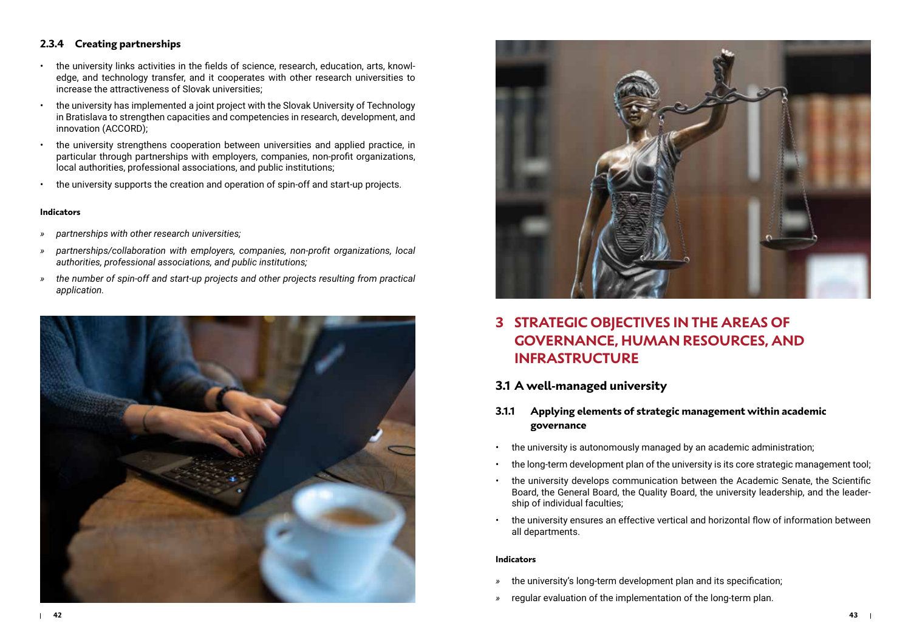### 2.3.4 Creating partnerships

- the university links activities in the fields of science, research, education, arts, knowledge, and technology transfer, and it cooperates with other research universities to increase the attractiveness of Slovak universities;
- the university has implemented a joint project with the Slovak University of Technology in Bratislava to strengthen capacities and competencies in research, development, and innovation (ACCORD);
- the university strengthens cooperation between universities and applied practice, in particular through partnerships with employers, companies, non-profit organizations, local authorities, professional associations, and public institutions;
- the university supports the creation and operation of spin-off and start-up projects.

**Indicators**

» *partnerships with other research universities;*

» *partnerships/collaboration with employers, companies, non-profit organizations, local authorities, professional associations, and public institutions;*

» *the number of spin-off and start-up projects and other projects resulting from practical application.*

# 3 STRATEGIC OBJECTIVES IN THE AREAS OF GOVERNANCE, HUMAN RESOURCES, AND INFRASTRUCTURE

## 3.1 A well-managed university

### 3.1.1 Applying elements of strategic management within academic governance

- the university is autonomously managed by an academic administration;
- the long-term development plan of the university is its core strategic management tool;
- the university develops communication between the Academic Senate, the Scientific Board, the General Board, the Quality Board, the university leadership, and the leadership of individual faculties;
- the university ensures an effective vertical and horizontal flow of information between all departments.

**Indicators**

» the university's long-term development plan and its specification;

» regular evaluation of the implementation of the long-term plan.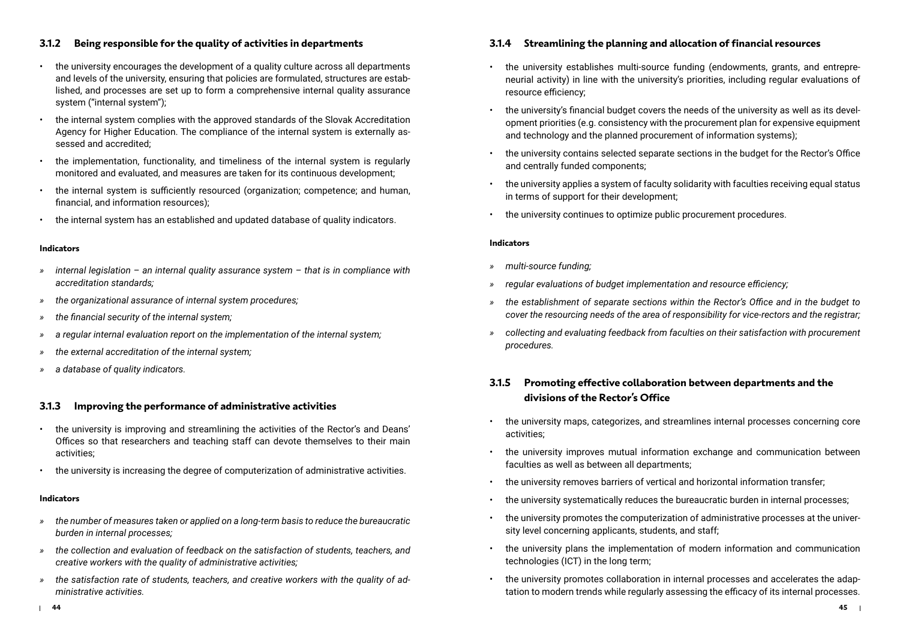### 3.1.2 Being responsible for the quality of activities in departments

- the university encourages the development of a quality culture across all departments and levels of the university, ensuring that policies are formulated, structures are established, and processes are set up to form a comprehensive internal quality assurance system ("internal system");
- the internal system complies with the approved standards of the Slovak Accreditation Agency for Higher Education. The compliance of the internal system is externally assessed and accredited;
- the implementation, functionality, and timeliness of the internal system is regularly monitored and evaluated, and measures are taken for its continuous development;
- the internal system is sufficiently resourced (organization; competence; and human, financial, and information resources);
- the internal system has an established and updated database of quality indicators.

#### Indicators

- » *internal legislation – an internal quality assurance system – that is in compliance with accreditation standards;*
- » *the organizational assurance of internal system procedures;*
- » *the financial security of the internal system;*
- » *a regular internal evaluation report on the implementation of the internal system;*
- » *the external accreditation of the internal system;*
- » *a database of quality indicators.*

### 3.1.3 Improving the performance of administrative activities

- the university is improving and streamlining the activities of the Rector's and Deans' Offices so that researchers and teaching staff can devote themselves to their main activities;
- the university is increasing the degree of computerization of administrative activities.

#### Indicators

- » *the number of measures taken or applied on a long-term basis to reduce the bureaucratic burden in internal processes;*
- » *the collection and evaluation of feedback on the satisfaction of students, teachers, and creative workers with the quality of administrative activities;*
- » *the satisfaction rate of students, teachers, and creative workers with the quality of administrative activities.*

### 3.1.4 Streamlining the planning and allocation of financial resources

- the university establishes multi-source funding (endowments, grants, and entrepreneurial activity) in line with the university's priorities, including regular evaluations of resource efficiency;
- the university's financial budget covers the needs of the university as well as its development priorities (e.g. consistency with the procurement plan for expensive equipment and technology and the planned procurement of information systems);
- the university contains selected separate sections in the budget for the Rector's Office and centrally funded components;
- the university applies a system of faculty solidarity with faculties receiving equal status in terms of support for their development;
- the university continues to optimize public procurement procedures.

#### Indicators

- » *multi-source funding;*
- » *regular evaluations of budget implementation and resource efficiency;*
- » *the establishment of separate sections within the Rector's Office and in the budget to cover the resourcing needs of the area of responsibility for vice-rectors and the registrar;*
- » *collecting and evaluating feedback from faculties on their satisfaction with procurement procedures.*

### 3.1.5 Promoting effective collaboration between departments and the divisions of the Rector's Office

- the university maps, categorizes, and streamlines internal processes concerning core activities;
- the university improves mutual information exchange and communication between faculties as well as between all departments;
- the university removes barriers of vertical and horizontal information transfer;
- the university systematically reduces the bureaucratic burden in internal processes;
- the university promotes the computerization of administrative processes at the university level concerning applicants, students, and staff;
- the university plans the implementation of modern information and communication technologies (ICT) in the long term;
- the university promotes collaboration in internal processes and accelerates the adaptation to modern trends while regularly assessing the efficacy of its internal processes.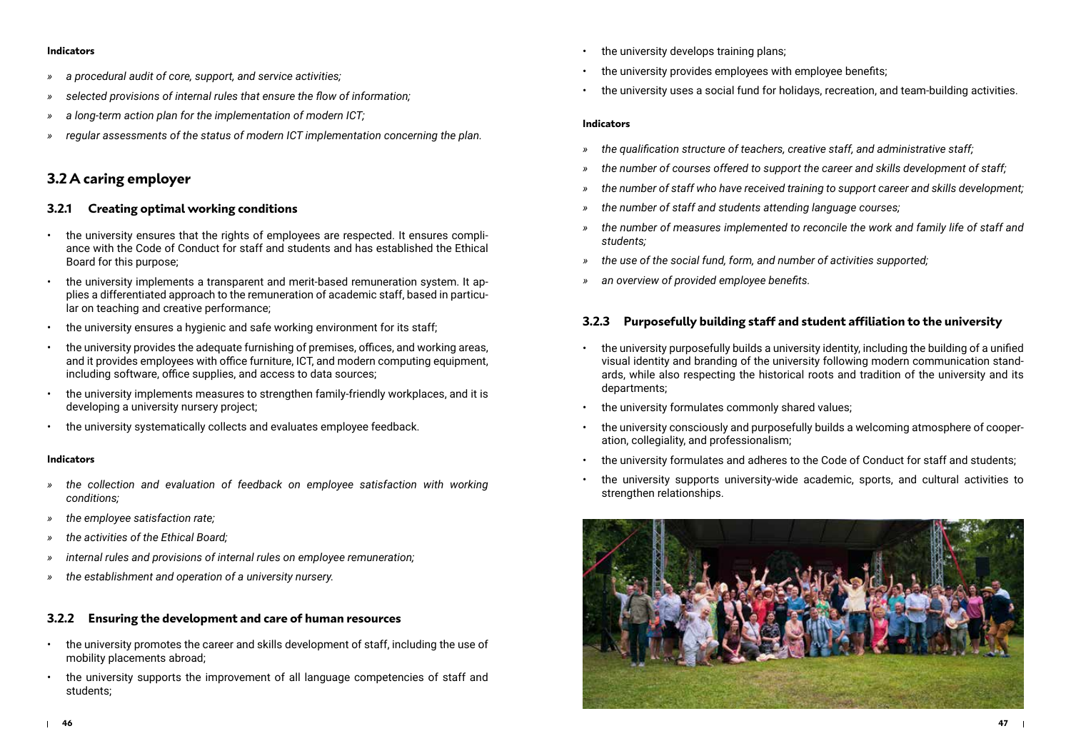#### Indicators

- *a procedural audit of core, support, and service activities;*
- *selected provisions of internal rules that ensure the flow of information;*
- *a long-term action plan for the implementation of modern ICT;*
- *regular assessments of the status of modern ICT implementation concerning the plan.*

## 3.2 A caring employer

### 3.2.1 Creating optimal working conditions

- the university ensures that the rights of employees are respected. It ensures compliance with the Code of Conduct for staff and students and has established the Ethical Board for this purpose;
- the university implements a transparent and merit-based remuneration system. It applies a differentiated approach to the remuneration of academic staff, based in particular on teaching and creative performance;
- the university ensures a hygienic and safe working environment for its staff;
- the university provides the adequate furnishing of premises, offices, and working areas, and it provides employees with office furniture, ICT, and modern computing equipment, including software, office supplies, and access to data sources;
- the university implements measures to strengthen family-friendly workplaces, and it is developing a university nursery project;
- the university systematically collects and evaluates employee feedback.

#### Indicators

- *the collection and evaluation of feedback on employee satisfaction with working conditions;*
- *the employee satisfaction rate;*
- *the activities of the Ethical Board;*
- *internal rules and provisions of internal rules on employee remuneration;*
- *the establishment and operation of a university nursery.*

### 3.2.2 Ensuring the development and care of human resources

- the university promotes the career and skills development of staff, including the use of mobility placements abroad;
- the university supports the improvement of all language competencies of staff and students;
- the university develops training plans;
- the university provides employees with employee benefits;
- the university uses a social fund for holidays, recreation, and team-building activities.

#### Indicators

- *the qualification structure of teachers, creative staff, and administrative staff;*
- *the number of courses offered to support the career and skills development of staff;*
- *the number of staff who have received training to support career and skills development;*
- *the number of staff and students attending language courses;*
- *the number of measures implemented to reconcile the work and family life of staff and students;*
- *the use of the social fund, form, and number of activities supported;*
- *an overview of provided employee benefits.*

### 3.2.3 Purposefully building staff and student affiliation to the university

- the university purposefully builds a university identity, including the building of a unified visual identity and branding of the university following modern communication standards, while also respecting the historical roots and tradition of the university and its departments;
- the university formulates commonly shared values;
- the university consciously and purposefully builds a welcoming atmosphere of cooperation, collegiality, and professionalism;
- the university formulates and adheres to the Code of Conduct for staff and students;
- the university supports university-wide academic, sports, and cultural activities to strengthen relationships.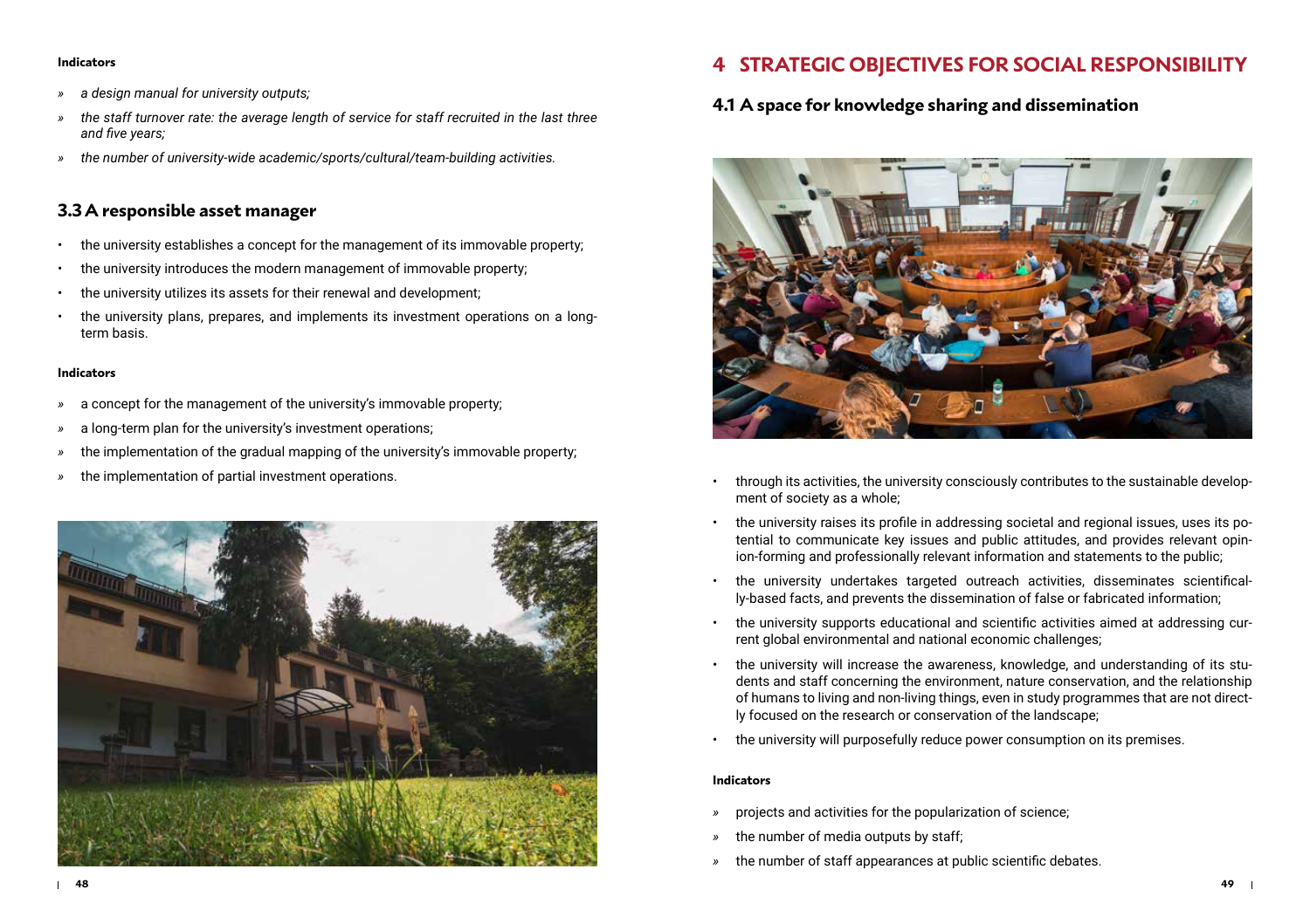#### Indicators

- *a design manual for university outputs;*
- *the staff turnover rate: the average length of service for staff recruited in the last three and five years;*
- *the number of university-wide academic/sports/cultural/team-building activities.*

### 3.3 A responsible asset manager

- the university establishes a concept for the management of its immovable property;
- the university introduces the modern management of immovable property;
- the university utilizes its assets for their renewal and development;
- the university plans, prepares, and implements its investment operations on a long-term basis.

#### Indicators

- a concept for the management of the university's immovable property;
- a long-term plan for the university's investment operations;
- the implementation of the gradual mapping of the university's immovable property;
- the implementation of partial investment operations.

## 4 STRATEGIC OBJECTIVES FOR SOCIAL RESPONSIBILITY

### 4.1 A space for knowledge sharing and dissemination

- through its activities, the university consciously contributes to the sustainable development of society as a whole;
- the university raises its profile in addressing societal and regional issues, uses its potential to communicate key issues and public attitudes, and provides relevant opinion-forming and professionally relevant information and statements to the public;
- the university undertakes targeted outreach activities, disseminates scientifically-based facts, and prevents the dissemination of false or fabricated information;
- the university supports educational and scientific activities aimed at addressing current global environmental and national economic challenges;
- the university will increase the awareness, knowledge, and understanding of its students and staff concerning the environment, nature conservation, and the relationship of humans to living and non-living things, even in study programmes that are not directly focused on the research or conservation of the landscape;
- the university will purposefully reduce power consumption on its premises.

#### Indicators

- projects and activities for the popularization of science;
- the number of media outputs by staff;
- the number of staff appearances at public scientific debates.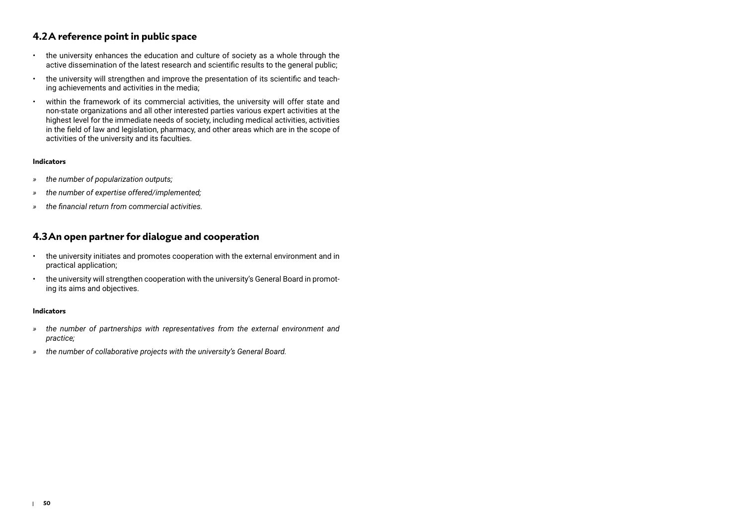## 4.2 A reference point in public space

- the university enhances the education and culture of society as a whole through the active dissemination of the latest research and scientific results to the general public;
- the university will strengthen and improve the presentation of its scientific and teaching achievements and activities in the media;
- within the framework of its commercial activities, the university will offer state and non-state organizations and all other interested parties various expert activities at the highest level for the immediate needs of society, including medical activities, activities in the field of law and legislation, pharmacy, and other areas which are in the scope of activities of the university and its faculties.

**Indicators**

- » *the number of popularization outputs;*
- » *the number of expertise offered/implemented;*
- » *the financial return from commercial activities.*

## 4.3 An open partner for dialogue and cooperation

- the university initiates and promotes cooperation with the external environment and in practical application;
- the university will strengthen cooperation with the university's General Board in promoting its aims and objectives.

**Indicators**

- » *the number of partnerships with representatives from the external environment and practice;*
- » *the number of collaborative projects with the university's General Board.*